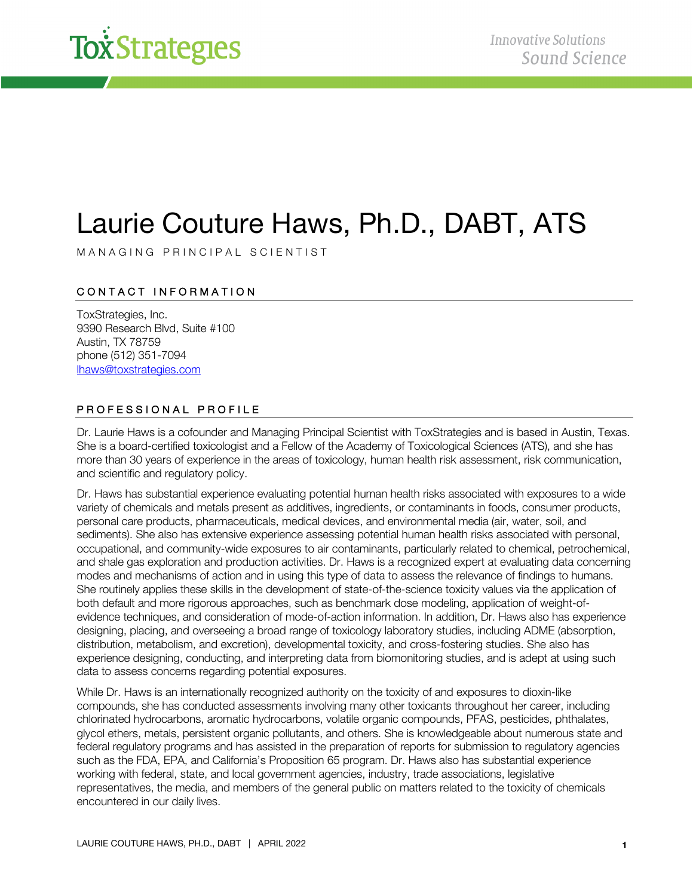# Laurie Couture Haws, Ph.D., DABT, ATS

MANAGING PRINCIPAL SCIENTIST

## CONTACT INFORMATION

ToxStrategies, Inc.
9390 Research Blvd, Suite #100
Austin, TX 78759
phone (512) 351-7094
lhaws@toxstrategies.com

## PROFESSIONAL PROFILE

Dr. Laurie Haws is a cofounder and Managing Principal Scientist with ToxStrategies and is based in Austin, Texas. She is a board-certified toxicologist and a Fellow of the Academy of Toxicological Sciences (ATS), and she has more than 30 years of experience in the areas of toxicology, human health risk assessment, risk communication, and scientific and regulatory policy.

Dr. Haws has substantial experience evaluating potential human health risks associated with exposures to a wide variety of chemicals and metals present as additives, ingredients, or contaminants in foods, consumer products, personal care products, pharmaceuticals, medical devices, and environmental media (air, water, soil, and sediments). She also has extensive experience assessing potential human health risks associated with personal, occupational, and community-wide exposures to air contaminants, particularly related to chemical, petrochemical, and shale gas exploration and production activities. Dr. Haws is a recognized expert at evaluating data concerning modes and mechanisms of action and in using this type of data to assess the relevance of findings to humans. She routinely applies these skills in the development of state-of-the-science toxicity values via the application of both default and more rigorous approaches, such as benchmark dose modeling, application of weight-of-evidence techniques, and consideration of mode-of-action information. In addition, Dr. Haws also has experience designing, placing, and overseeing a broad range of toxicology laboratory studies, including ADME (absorption, distribution, metabolism, and excretion), developmental toxicity, and cross-fostering studies. She also has experience designing, conducting, and interpreting data from biomonitoring studies, and is adept at using such data to assess concerns regarding potential exposures.

While Dr. Haws is an internationally recognized authority on the toxicity of and exposures to dioxin-like compounds, she has conducted assessments involving many other toxicants throughout her career, including chlorinated hydrocarbons, aromatic hydrocarbons, volatile organic compounds, PFAS, pesticides, phthalates, glycol ethers, metals, persistent organic pollutants, and others. She is knowledgeable about numerous state and federal regulatory programs and has assisted in the preparation of reports for submission to regulatory agencies such as the FDA, EPA, and California's Proposition 65 program. Dr. Haws also has substantial experience working with federal, state, and local government agencies, industry, trade associations, legislative representatives, the media, and members of the general public on matters related to the toxicity of chemicals encountered in our daily lives.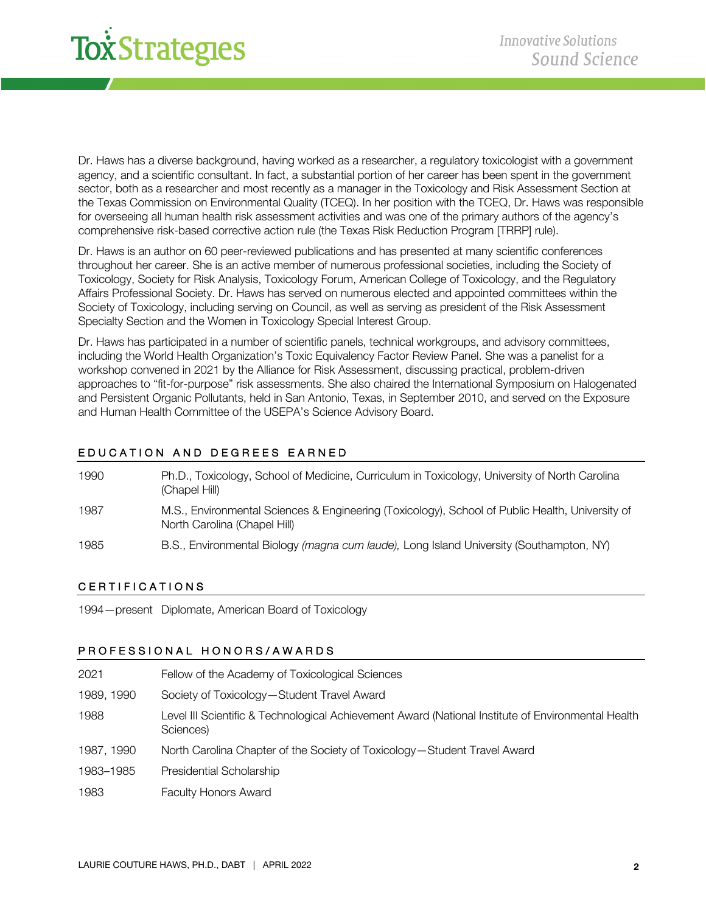Dr. Haws has a diverse background, having worked as a researcher, a regulatory toxicologist with a government agency, and a scientific consultant. In fact, a substantial portion of her career has been spent in the government sector, both as a researcher and most recently as a manager in the Toxicology and Risk Assessment Section at the Texas Commission on Environmental Quality (TCEQ). In her position with the TCEQ, Dr. Haws was responsible for overseeing all human health risk assessment activities and was one of the primary authors of the agency's comprehensive risk-based corrective action rule (the Texas Risk Reduction Program [TRRP] rule).

Dr. Haws is an author on 60 peer-reviewed publications and has presented at many scientific conferences throughout her career. She is an active member of numerous professional societies, including the Society of Toxicology, Society for Risk Analysis, Toxicology Forum, American College of Toxicology, and the Regulatory Affairs Professional Society. Dr. Haws has served on numerous elected and appointed committees within the Society of Toxicology, including serving on Council, as well as serving as president of the Risk Assessment Specialty Section and the Women in Toxicology Special Interest Group.

Dr. Haws has participated in a number of scientific panels, technical workgroups, and advisory committees, including the World Health Organization's Toxic Equivalency Factor Review Panel. She was a panelist for a workshop convened in 2021 by the Alliance for Risk Assessment, discussing practical, problem-driven approaches to "fit-for-purpose" risk assessments. She also chaired the International Symposium on Halogenated and Persistent Organic Pollutants, held in San Antonio, Texas, in September 2010, and served on the Exposure and Human Health Committee of the USEPA's Science Advisory Board.

## EDUCATION AND DEGREES EARNED

| | |
|---|---|
| 1990 | Ph.D., Toxicology, School of Medicine, Curriculum in Toxicology, University of North Carolina (Chapel Hill) |
| 1987 | M.S., Environmental Sciences & Engineering (Toxicology), School of Public Health, University of North Carolina (Chapel Hill) |
| 1985 | B.S., Environmental Biology *(magna cum laude),* Long Island University (Southampton, NY) |

## CERTIFICATIONS

| | |
|---|---|
| 1994—present | Diplomate, American Board of Toxicology |

## PROFESSIONAL HONORS/AWARDS

| | |
|---|---|
| 2021 | Fellow of the Academy of Toxicological Sciences |
| 1989, 1990 | Society of Toxicology—Student Travel Award |
| 1988 | Level III Scientific & Technological Achievement Award (National Institute of Environmental Health Sciences) |
| 1987, 1990 | North Carolina Chapter of the Society of Toxicology—Student Travel Award |
| 1983–1985 | Presidential Scholarship |
| 1983 | Faculty Honors Award |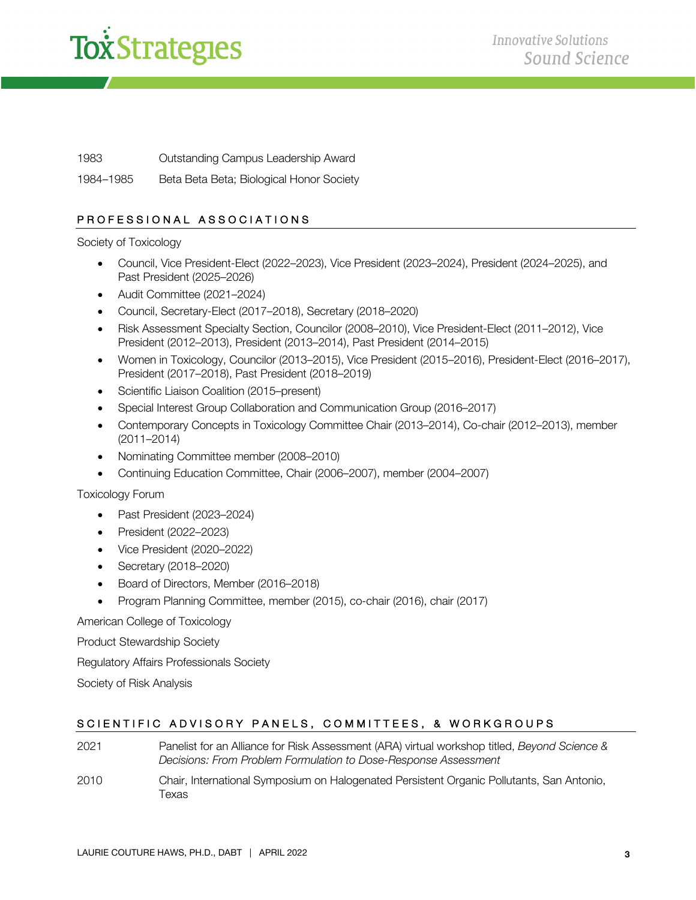| | |
|---|---|
| 1983 | Outstanding Campus Leadership Award |
| 1984–1985 | Beta Beta Beta; Biological Honor Society |

## PROFESSIONAL ASSOCIATIONS

Society of Toxicology

- Council, Vice President-Elect (2022–2023), Vice President (2023–2024), President (2024–2025), and Past President (2025–2026)
- Audit Committee (2021–2024)
- Council, Secretary-Elect (2017–2018), Secretary (2018–2020)
- Risk Assessment Specialty Section, Councilor (2008–2010), Vice President-Elect (2011–2012), Vice President (2012–2013), President (2013–2014), Past President (2014–2015)
- Women in Toxicology, Councilor (2013–2015), Vice President (2015–2016), President-Elect (2016–2017), President (2017–2018), Past President (2018–2019)
- Scientific Liaison Coalition (2015–present)
- Special Interest Group Collaboration and Communication Group (2016–2017)
- Contemporary Concepts in Toxicology Committee Chair (2013–2014), Co-chair (2012–2013), member (2011–2014)
- Nominating Committee member (2008–2010)
- Continuing Education Committee, Chair (2006–2007), member (2004–2007)

Toxicology Forum

- Past President (2023–2024)
- President (2022–2023)
- Vice President (2020–2022)
- Secretary (2018–2020)
- Board of Directors, Member (2016–2018)
- Program Planning Committee, member (2015), co-chair (2016), chair (2017)

American College of Toxicology

Product Stewardship Society

Regulatory Affairs Professionals Society

Society of Risk Analysis

## SCIENTIFIC ADVISORY PANELS, COMMITTEES, & WORKGROUPS

| | |
|---|---|
| 2021 | Panelist for an Alliance for Risk Assessment (ARA) virtual workshop titled, *Beyond Science & Decisions: From Problem Formulation to Dose-Response Assessment* |
| 2010 | Chair, International Symposium on Halogenated Persistent Organic Pollutants, San Antonio, Texas |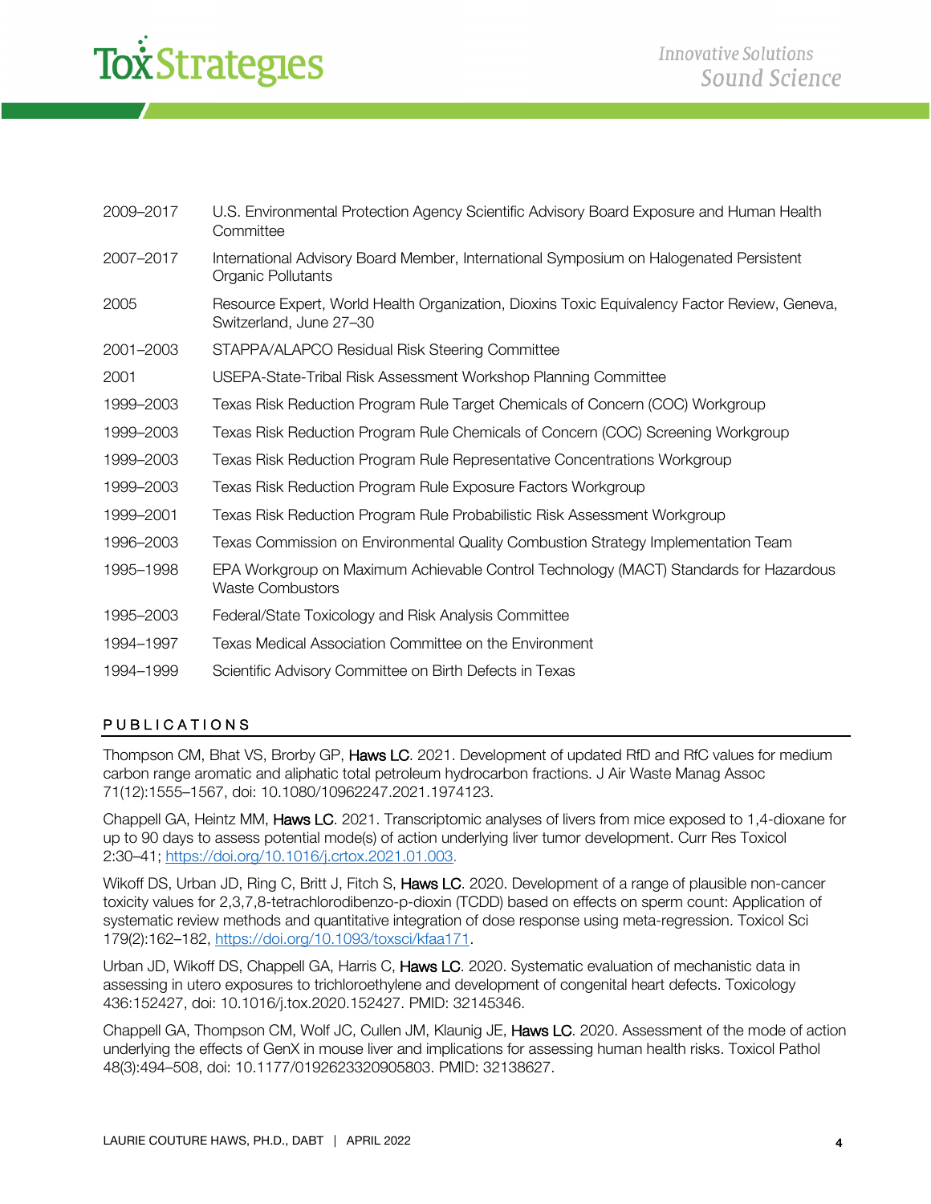| | |
|---|---|
| 2009–2017 | U.S. Environmental Protection Agency Scientific Advisory Board Exposure and Human Health Committee |
| 2007–2017 | International Advisory Board Member, International Symposium on Halogenated Persistent Organic Pollutants |
| 2005 | Resource Expert, World Health Organization, Dioxins Toxic Equivalency Factor Review, Geneva, Switzerland, June 27–30 |
| 2001–2003 | STAPPA/ALAPCO Residual Risk Steering Committee |
| 2001 | USEPA-State-Tribal Risk Assessment Workshop Planning Committee |
| 1999–2003 | Texas Risk Reduction Program Rule Target Chemicals of Concern (COC) Workgroup |
| 1999–2003 | Texas Risk Reduction Program Rule Chemicals of Concern (COC) Screening Workgroup |
| 1999–2003 | Texas Risk Reduction Program Rule Representative Concentrations Workgroup |
| 1999–2003 | Texas Risk Reduction Program Rule Exposure Factors Workgroup |
| 1999–2001 | Texas Risk Reduction Program Rule Probabilistic Risk Assessment Workgroup |
| 1996–2003 | Texas Commission on Environmental Quality Combustion Strategy Implementation Team |
| 1995–1998 | EPA Workgroup on Maximum Achievable Control Technology (MACT) Standards for Hazardous Waste Combustors |
| 1995–2003 | Federal/State Toxicology and Risk Analysis Committee |
| 1994–1997 | Texas Medical Association Committee on the Environment |
| 1994–1999 | Scientific Advisory Committee on Birth Defects in Texas |

## PUBLICATIONS

Thompson CM, Bhat VS, Brorby GP, **Haws LC**. 2021. Development of updated RfD and RfC values for medium carbon range aromatic and aliphatic total petroleum hydrocarbon fractions. J Air Waste Manag Assoc 71(12):1555–1567, doi: 10.1080/10962247.2021.1974123.

Chappell GA, Heintz MM, **Haws LC**. 2021. Transcriptomic analyses of livers from mice exposed to 1,4-dioxane for up to 90 days to assess potential mode(s) of action underlying liver tumor development. Curr Res Toxicol 2:30–41; https://doi.org/10.1016/j.crtox.2021.01.003.

Wikoff DS, Urban JD, Ring C, Britt J, Fitch S, **Haws LC**. 2020. Development of a range of plausible non-cancer toxicity values for 2,3,7,8-tetrachlorodibenzo-p-dioxin (TCDD) based on effects on sperm count: Application of systematic review methods and quantitative integration of dose response using meta-regression. Toxicol Sci 179(2):162–182, https://doi.org/10.1093/toxsci/kfaa171.

Urban JD, Wikoff DS, Chappell GA, Harris C, **Haws LC**. 2020. Systematic evaluation of mechanistic data in assessing in utero exposures to trichloroethylene and development of congenital heart defects. Toxicology 436:152427, doi: 10.1016/j.tox.2020.152427. PMID: 32145346.

Chappell GA, Thompson CM, Wolf JC, Cullen JM, Klaunig JE, **Haws LC**. 2020. Assessment of the mode of action underlying the effects of GenX in mouse liver and implications for assessing human health risks. Toxicol Pathol 48(3):494–508, doi: 10.1177/0192623320905803. PMID: 32138627.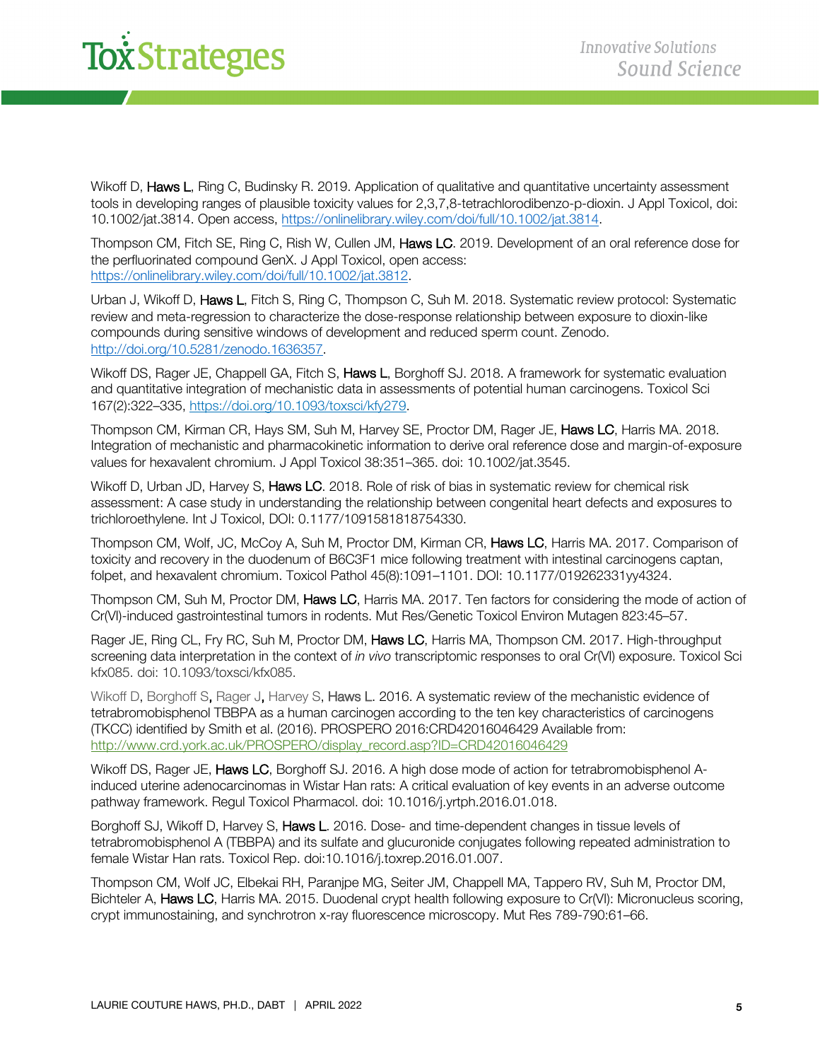Wikoff D, **Haws L**, Ring C, Budinsky R. 2019. Application of qualitative and quantitative uncertainty assessment tools in developing ranges of plausible toxicity values for 2,3,7,8-tetrachlorodibenzo-p-dioxin. J Appl Toxicol, doi: 10.1002/jat.3814. Open access, https://onlinelibrary.wiley.com/doi/full/10.1002/jat.3814.

Thompson CM, Fitch SE, Ring C, Rish W, Cullen JM, **Haws LC**. 2019. Development of an oral reference dose for the perfluorinated compound GenX. J Appl Toxicol, open access: https://onlinelibrary.wiley.com/doi/full/10.1002/jat.3812.

Urban J, Wikoff D, **Haws L**, Fitch S, Ring C, Thompson C, Suh M. 2018. Systematic review protocol: Systematic review and meta-regression to characterize the dose-response relationship between exposure to dioxin-like compounds during sensitive windows of development and reduced sperm count. Zenodo. http://doi.org/10.5281/zenodo.1636357.

Wikoff DS, Rager JE, Chappell GA, Fitch S, **Haws L**, Borghoff SJ. 2018. A framework for systematic evaluation and quantitative integration of mechanistic data in assessments of potential human carcinogens. Toxicol Sci 167(2):322–335, https://doi.org/10.1093/toxsci/kfy279.

Thompson CM, Kirman CR, Hays SM, Suh M, Harvey SE, Proctor DM, Rager JE, **Haws LC**, Harris MA. 2018. Integration of mechanistic and pharmacokinetic information to derive oral reference dose and margin-of-exposure values for hexavalent chromium. J Appl Toxicol 38:351–365. doi: 10.1002/jat.3545.

Wikoff D, Urban JD, Harvey S, **Haws LC**. 2018. Role of risk of bias in systematic review for chemical risk assessment: A case study in understanding the relationship between congenital heart defects and exposures to trichloroethylene. Int J Toxicol, DOI: 0.1177/1091581818754330.

Thompson CM, Wolf, JC, McCoy A, Suh M, Proctor DM, Kirman CR, **Haws LC**, Harris MA. 2017. Comparison of toxicity and recovery in the duodenum of B6C3F1 mice following treatment with intestinal carcinogens captan, folpet, and hexavalent chromium. Toxicol Pathol 45(8):1091–1101. DOI: 10.1177/019262331yy4324.

Thompson CM, Suh M, Proctor DM, **Haws LC**, Harris MA. 2017. Ten factors for considering the mode of action of Cr(VI)-induced gastrointestinal tumors in rodents. Mut Res/Genetic Toxicol Environ Mutagen 823:45–57.

Rager JE, Ring CL, Fry RC, Suh M, Proctor DM, **Haws LC**, Harris MA, Thompson CM. 2017. High-throughput screening data interpretation in the context of *in vivo* transcriptomic responses to oral Cr(VI) exposure. Toxicol Sci kfx085. doi: 10.1093/toxsci/kfx085.

Wikoff D, Borghoff S, Rager J, Harvey S, **Haws L**. 2016. A systematic review of the mechanistic evidence of tetrabromobisphenol TBBPA as a human carcinogen according to the ten key characteristics of carcinogens (TKCC) identified by Smith et al. (2016). PROSPERO 2016:CRD42016046429 Available from: http://www.crd.york.ac.uk/PROSPERO/display_record.asp?ID=CRD42016046429

Wikoff DS, Rager JE, **Haws LC**, Borghoff SJ. 2016. A high dose mode of action for tetrabromobisphenol A-induced uterine adenocarcinomas in Wistar Han rats: A critical evaluation of key events in an adverse outcome pathway framework. Regul Toxicol Pharmacol. doi: 10.1016/j.yrtph.2016.01.018.

Borghoff SJ, Wikoff D, Harvey S, **Haws L**. 2016. Dose- and time-dependent changes in tissue levels of tetrabromobisphenol A (TBBPA) and its sulfate and glucuronide conjugates following repeated administration to female Wistar Han rats. Toxicol Rep. doi:10.1016/j.toxrep.2016.01.007.

Thompson CM, Wolf JC, Elbekai RH, Paranjpe MG, Seiter JM, Chappell MA, Tappero RV, Suh M, Proctor DM, Bichteler A, **Haws LC**, Harris MA. 2015. Duodenal crypt health following exposure to Cr(VI): Micronucleus scoring, crypt immunostaining, and synchrotron x-ray fluorescence microscopy. Mut Res 789-790:61–66.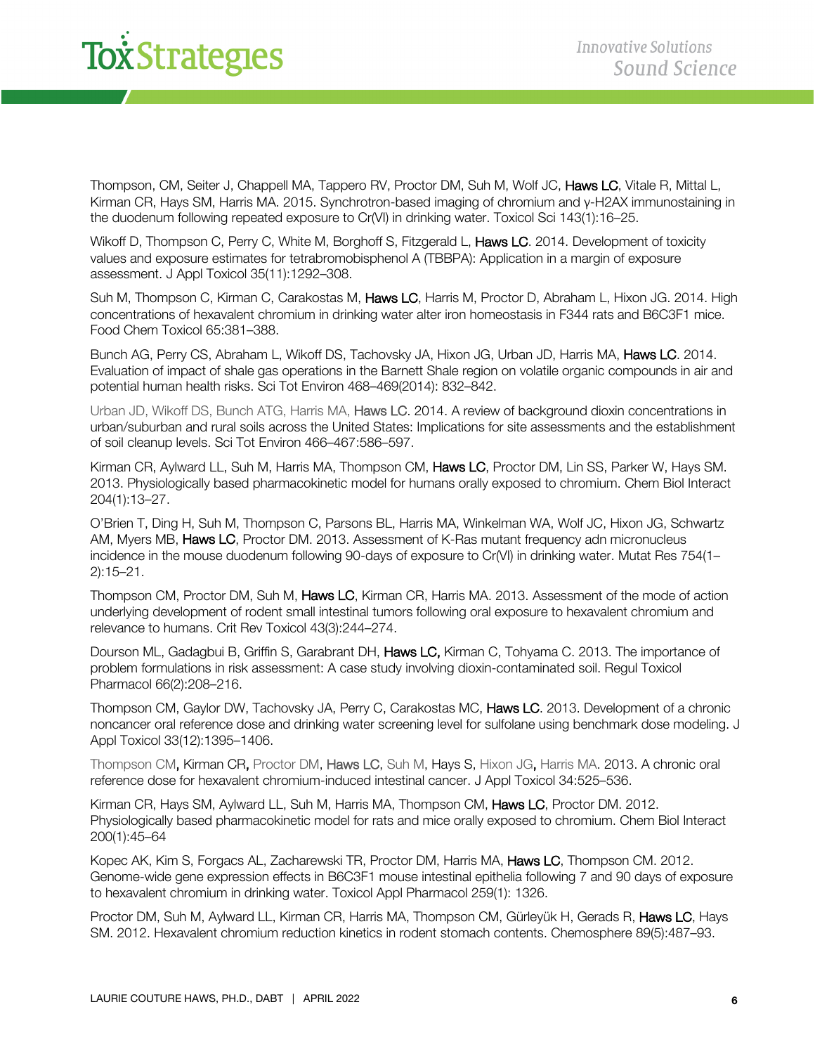Thompson, CM, Seiter J, Chappell MA, Tappero RV, Proctor DM, Suh M, Wolf JC, Haws LC, Vitale R, Mittal L, Kirman CR, Hays SM, Harris MA. 2015. Synchrotron-based imaging of chromium and γ-H2AX immunostaining in the duodenum following repeated exposure to Cr(VI) in drinking water. Toxicol Sci 143(1):16–25.

Wikoff D, Thompson C, Perry C, White M, Borghoff S, Fitzgerald L, Haws LC. 2014. Development of toxicity values and exposure estimates for tetrabromobisphenol A (TBBPA): Application in a margin of exposure assessment. J Appl Toxicol 35(11):1292–308.

Suh M, Thompson C, Kirman C, Carakostas M, Haws LC, Harris M, Proctor D, Abraham L, Hixon JG. 2014. High concentrations of hexavalent chromium in drinking water alter iron homeostasis in F344 rats and B6C3F1 mice. Food Chem Toxicol 65:381–388.

Bunch AG, Perry CS, Abraham L, Wikoff DS, Tachovsky JA, Hixon JG, Urban JD, Harris MA, Haws LC. 2014. Evaluation of impact of shale gas operations in the Barnett Shale region on volatile organic compounds in air and potential human health risks. Sci Tot Environ 468–469(2014): 832–842.

Urban JD, Wikoff DS, Bunch ATG, Harris MA, Haws LC. 2014. A review of background dioxin concentrations in urban/suburban and rural soils across the United States: Implications for site assessments and the establishment of soil cleanup levels. Sci Tot Environ 466–467:586–597.

Kirman CR, Aylward LL, Suh M, Harris MA, Thompson CM, Haws LC, Proctor DM, Lin SS, Parker W, Hays SM. 2013. Physiologically based pharmacokinetic model for humans orally exposed to chromium. Chem Biol Interact 204(1):13–27.

O'Brien T, Ding H, Suh M, Thompson C, Parsons BL, Harris MA, Winkelman WA, Wolf JC, Hixon JG, Schwartz AM, Myers MB, Haws LC, Proctor DM. 2013. Assessment of K-Ras mutant frequency adn micronucleus incidence in the mouse duodenum following 90-days of exposure to Cr(VI) in drinking water. Mutat Res 754(1–2):15–21.

Thompson CM, Proctor DM, Suh M, Haws LC, Kirman CR, Harris MA. 2013. Assessment of the mode of action underlying development of rodent small intestinal tumors following oral exposure to hexavalent chromium and relevance to humans. Crit Rev Toxicol 43(3):244–274.

Dourson ML, Gadagbui B, Griffin S, Garabrant DH, Haws LC, Kirman C, Tohyama C. 2013. The importance of problem formulations in risk assessment: A case study involving dioxin-contaminated soil. Regul Toxicol Pharmacol 66(2):208–216.

Thompson CM, Gaylor DW, Tachovsky JA, Perry C, Carakostas MC, Haws LC. 2013. Development of a chronic noncancer oral reference dose and drinking water screening level for sulfolane using benchmark dose modeling. J Appl Toxicol 33(12):1395–1406.

Thompson CM, Kirman CR, Proctor DM, Haws LC, Suh M, Hays S, Hixon JG, Harris MA. 2013. A chronic oral reference dose for hexavalent chromium-induced intestinal cancer. J Appl Toxicol 34:525–536.

Kirman CR, Hays SM, Aylward LL, Suh M, Harris MA, Thompson CM, Haws LC, Proctor DM. 2012. Physiologically based pharmacokinetic model for rats and mice orally exposed to chromium. Chem Biol Interact 200(1):45–64

Kopec AK, Kim S, Forgacs AL, Zacharewski TR, Proctor DM, Harris MA, Haws LC, Thompson CM. 2012. Genome-wide gene expression effects in B6C3F1 mouse intestinal epithelia following 7 and 90 days of exposure to hexavalent chromium in drinking water. Toxicol Appl Pharmacol 259(1): 1326.

Proctor DM, Suh M, Aylward LL, Kirman CR, Harris MA, Thompson CM, Gürleyük H, Gerads R, Haws LC, Hays SM. 2012. Hexavalent chromium reduction kinetics in rodent stomach contents. Chemosphere 89(5):487–93.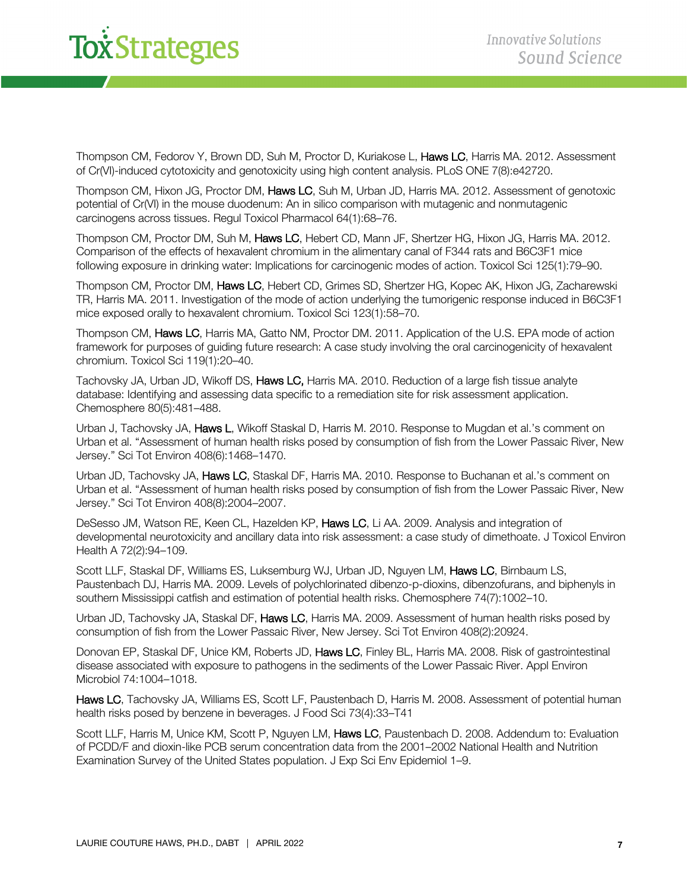Thompson CM, Fedorov Y, Brown DD, Suh M, Proctor D, Kuriakose L, Haws LC, Harris MA. 2012. Assessment of Cr(VI)-induced cytotoxicity and genotoxicity using high content analysis. PLoS ONE 7(8):e42720.

Thompson CM, Hixon JG, Proctor DM, Haws LC, Suh M, Urban JD, Harris MA. 2012. Assessment of genotoxic potential of Cr(VI) in the mouse duodenum: An in silico comparison with mutagenic and nonmutagenic carcinogens across tissues. Regul Toxicol Pharmacol 64(1):68–76.

Thompson CM, Proctor DM, Suh M, Haws LC, Hebert CD, Mann JF, Shertzer HG, Hixon JG, Harris MA. 2012. Comparison of the effects of hexavalent chromium in the alimentary canal of F344 rats and B6C3F1 mice following exposure in drinking water: Implications for carcinogenic modes of action. Toxicol Sci 125(1):79–90.

Thompson CM, Proctor DM, Haws LC, Hebert CD, Grimes SD, Shertzer HG, Kopec AK, Hixon JG, Zacharewski TR, Harris MA. 2011. Investigation of the mode of action underlying the tumorigenic response induced in B6C3F1 mice exposed orally to hexavalent chromium. Toxicol Sci 123(1):58–70.

Thompson CM, Haws LC, Harris MA, Gatto NM, Proctor DM. 2011. Application of the U.S. EPA mode of action framework for purposes of guiding future research: A case study involving the oral carcinogenicity of hexavalent chromium. Toxicol Sci 119(1):20–40.

Tachovsky JA, Urban JD, Wikoff DS, Haws LC, Harris MA. 2010. Reduction of a large fish tissue analyte database: Identifying and assessing data specific to a remediation site for risk assessment application. Chemosphere 80(5):481–488.

Urban J, Tachovsky JA, Haws L, Wikoff Staskal D, Harris M. 2010. Response to Mugdan et al.'s comment on Urban et al. "Assessment of human health risks posed by consumption of fish from the Lower Passaic River, New Jersey." Sci Tot Environ 408(6):1468–1470.

Urban JD, Tachovsky JA, Haws LC, Staskal DF, Harris MA. 2010. Response to Buchanan et al.'s comment on Urban et al. "Assessment of human health risks posed by consumption of fish from the Lower Passaic River, New Jersey." Sci Tot Environ 408(8):2004–2007.

DeSesso JM, Watson RE, Keen CL, Hazelden KP, Haws LC, Li AA. 2009. Analysis and integration of developmental neurotoxicity and ancillary data into risk assessment: a case study of dimethoate. J Toxicol Environ Health A 72(2):94–109.

Scott LLF, Staskal DF, Williams ES, Luksemburg WJ, Urban JD, Nguyen LM, Haws LC, Birnbaum LS, Paustenbach DJ, Harris MA. 2009. Levels of polychlorinated dibenzo-p-dioxins, dibenzofurans, and biphenyls in southern Mississippi catfish and estimation of potential health risks. Chemosphere 74(7):1002–10.

Urban JD, Tachovsky JA, Staskal DF, Haws LC, Harris MA. 2009. Assessment of human health risks posed by consumption of fish from the Lower Passaic River, New Jersey. Sci Tot Environ 408(2):20924.

Donovan EP, Staskal DF, Unice KM, Roberts JD, Haws LC, Finley BL, Harris MA. 2008. Risk of gastrointestinal disease associated with exposure to pathogens in the sediments of the Lower Passaic River. Appl Environ Microbiol 74:1004–1018.

Haws LC, Tachovsky JA, Williams ES, Scott LF, Paustenbach D, Harris M. 2008. Assessment of potential human health risks posed by benzene in beverages. J Food Sci 73(4):33–T41

Scott LLF, Harris M, Unice KM, Scott P, Nguyen LM, Haws LC, Paustenbach D. 2008. Addendum to: Evaluation of PCDD/F and dioxin-like PCB serum concentration data from the 2001–2002 National Health and Nutrition Examination Survey of the United States population. J Exp Sci Env Epidemiol 1–9.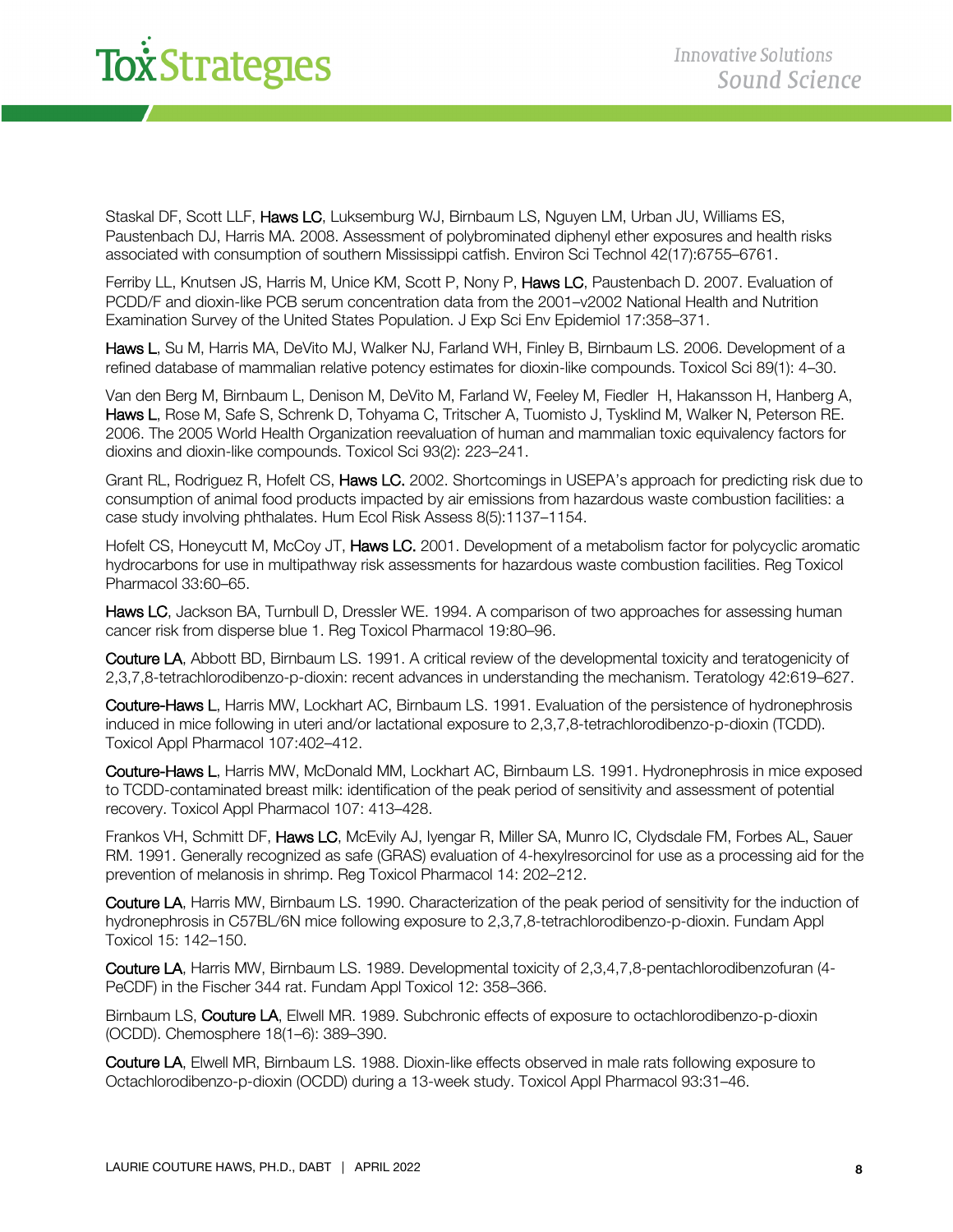Staskal DF, Scott LLF, **Haws LC**, Luksemburg WJ, Birnbaum LS, Nguyen LM, Urban JU, Williams ES, Paustenbach DJ, Harris MA. 2008. Assessment of polybrominated diphenyl ether exposures and health risks associated with consumption of southern Mississippi catfish. Environ Sci Technol 42(17):6755–6761.

Ferriby LL, Knutsen JS, Harris M, Unice KM, Scott P, Nony P, **Haws LC**, Paustenbach D. 2007. Evaluation of PCDD/F and dioxin-like PCB serum concentration data from the 2001–v2002 National Health and Nutrition Examination Survey of the United States Population. J Exp Sci Env Epidemiol 17:358–371.

**Haws L**, Su M, Harris MA, DeVito MJ, Walker NJ, Farland WH, Finley B, Birnbaum LS. 2006. Development of a refined database of mammalian relative potency estimates for dioxin-like compounds. Toxicol Sci 89(1): 4–30.

Van den Berg M, Birnbaum L, Denison M, DeVito M, Farland W, Feeley M, Fiedler H, Hakansson H, Hanberg A, **Haws L**, Rose M, Safe S, Schrenk D, Tohyama C, Tritscher A, Tuomisto J, Tysklind M, Walker N, Peterson RE. 2006. The 2005 World Health Organization reevaluation of human and mammalian toxic equivalency factors for dioxins and dioxin-like compounds. Toxicol Sci 93(2): 223–241.

Grant RL, Rodriguez R, Hofelt CS, **Haws LC.** 2002. Shortcomings in USEPA's approach for predicting risk due to consumption of animal food products impacted by air emissions from hazardous waste combustion facilities: a case study involving phthalates. Hum Ecol Risk Assess 8(5):1137–1154.

Hofelt CS, Honeycutt M, McCoy JT, **Haws LC.** 2001. Development of a metabolism factor for polycyclic aromatic hydrocarbons for use in multipathway risk assessments for hazardous waste combustion facilities. Reg Toxicol Pharmacol 33:60–65.

**Haws LC**, Jackson BA, Turnbull D, Dressler WE. 1994. A comparison of two approaches for assessing human cancer risk from disperse blue 1. Reg Toxicol Pharmacol 19:80–96.

**Couture LA**, Abbott BD, Birnbaum LS. 1991. A critical review of the developmental toxicity and teratogenicity of 2,3,7,8-tetrachlorodibenzo-p-dioxin: recent advances in understanding the mechanism. Teratology 42:619–627.

**Couture-Haws L**, Harris MW, Lockhart AC, Birnbaum LS. 1991. Evaluation of the persistence of hydronephrosis induced in mice following in uteri and/or lactational exposure to 2,3,7,8-tetrachlorodibenzo-p-dioxin (TCDD). Toxicol Appl Pharmacol 107:402–412.

**Couture-Haws L**, Harris MW, McDonald MM, Lockhart AC, Birnbaum LS. 1991. Hydronephrosis in mice exposed to TCDD-contaminated breast milk: identification of the peak period of sensitivity and assessment of potential recovery. Toxicol Appl Pharmacol 107: 413–428.

Frankos VH, Schmitt DF, **Haws LC**, McEvily AJ, Iyengar R, Miller SA, Munro IC, Clydsdale FM, Forbes AL, Sauer RM. 1991. Generally recognized as safe (GRAS) evaluation of 4-hexylresorcinol for use as a processing aid for the prevention of melanosis in shrimp. Reg Toxicol Pharmacol 14: 202–212.

**Couture LA**, Harris MW, Birnbaum LS. 1990. Characterization of the peak period of sensitivity for the induction of hydronephrosis in C57BL/6N mice following exposure to 2,3,7,8-tetrachlorodibenzo-p-dioxin. Fundam Appl Toxicol 15: 142–150.

**Couture LA**, Harris MW, Birnbaum LS. 1989. Developmental toxicity of 2,3,4,7,8-pentachlorodibenzofuran (4-PeCDF) in the Fischer 344 rat. Fundam Appl Toxicol 12: 358–366.

Birnbaum LS, **Couture LA**, Elwell MR. 1989. Subchronic effects of exposure to octachlorodibenzo-p-dioxin (OCDD). Chemosphere 18(1–6): 389–390.

**Couture LA**, Elwell MR, Birnbaum LS. 1988. Dioxin-like effects observed in male rats following exposure to Octachlorodibenzo-p-dioxin (OCDD) during a 13-week study. Toxicol Appl Pharmacol 93:31–46.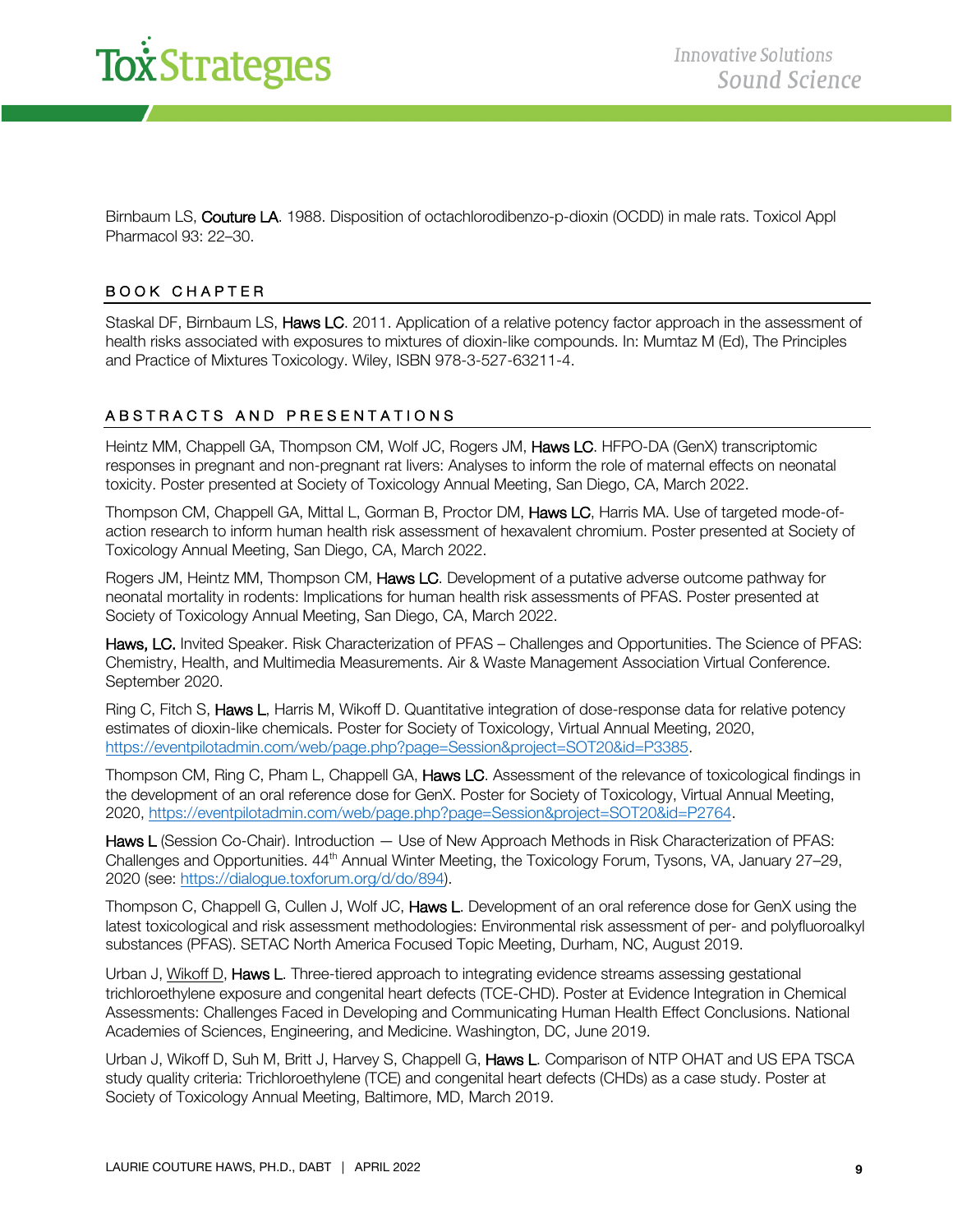Birnbaum LS, Couture LA. 1988. Disposition of octachlorodibenzo-p-dioxin (OCDD) in male rats. Toxicol Appl Pharmacol 93: 22–30.

## BOOK CHAPTER

Staskal DF, Birnbaum LS, Haws LC. 2011. Application of a relative potency factor approach in the assessment of health risks associated with exposures to mixtures of dioxin-like compounds. In: Mumtaz M (Ed), The Principles and Practice of Mixtures Toxicology. Wiley, ISBN 978-3-527-63211-4.

## ABSTRACTS AND PRESENTATIONS

Heintz MM, Chappell GA, Thompson CM, Wolf JC, Rogers JM, Haws LC. HFPO-DA (GenX) transcriptomic responses in pregnant and non-pregnant rat livers: Analyses to inform the role of maternal effects on neonatal toxicity. Poster presented at Society of Toxicology Annual Meeting, San Diego, CA, March 2022.

Thompson CM, Chappell GA, Mittal L, Gorman B, Proctor DM, Haws LC, Harris MA. Use of targeted mode-of-action research to inform human health risk assessment of hexavalent chromium. Poster presented at Society of Toxicology Annual Meeting, San Diego, CA, March 2022.

Rogers JM, Heintz MM, Thompson CM, Haws LC. Development of a putative adverse outcome pathway for neonatal mortality in rodents: Implications for human health risk assessments of PFAS. Poster presented at Society of Toxicology Annual Meeting, San Diego, CA, March 2022.

Haws, LC. Invited Speaker. Risk Characterization of PFAS – Challenges and Opportunities. The Science of PFAS: Chemistry, Health, and Multimedia Measurements. Air & Waste Management Association Virtual Conference. September 2020.

Ring C, Fitch S, Haws L, Harris M, Wikoff D. Quantitative integration of dose-response data for relative potency estimates of dioxin-like chemicals. Poster for Society of Toxicology, Virtual Annual Meeting, 2020, https://eventpilotadmin.com/web/page.php?page=Session&project=SOT20&id=P3385.

Thompson CM, Ring C, Pham L, Chappell GA, Haws LC. Assessment of the relevance of toxicological findings in the development of an oral reference dose for GenX. Poster for Society of Toxicology, Virtual Annual Meeting, 2020, https://eventpilotadmin.com/web/page.php?page=Session&project=SOT20&id=P2764.

Haws L (Session Co-Chair). Introduction — Use of New Approach Methods in Risk Characterization of PFAS: Challenges and Opportunities. 44th Annual Winter Meeting, the Toxicology Forum, Tysons, VA, January 27–29, 2020 (see: https://dialogue.toxforum.org/d/do/894).

Thompson C, Chappell G, Cullen J, Wolf JC, Haws L. Development of an oral reference dose for GenX using the latest toxicological and risk assessment methodologies: Environmental risk assessment of per- and polyfluoroalkyl substances (PFAS). SETAC North America Focused Topic Meeting, Durham, NC, August 2019.

Urban J, Wikoff D, Haws L. Three-tiered approach to integrating evidence streams assessing gestational trichloroethylene exposure and congenital heart defects (TCE-CHD). Poster at Evidence Integration in Chemical Assessments: Challenges Faced in Developing and Communicating Human Health Effect Conclusions. National Academies of Sciences, Engineering, and Medicine. Washington, DC, June 2019.

Urban J, Wikoff D, Suh M, Britt J, Harvey S, Chappell G, Haws L. Comparison of NTP OHAT and US EPA TSCA study quality criteria: Trichloroethylene (TCE) and congenital heart defects (CHDs) as a case study. Poster at Society of Toxicology Annual Meeting, Baltimore, MD, March 2019.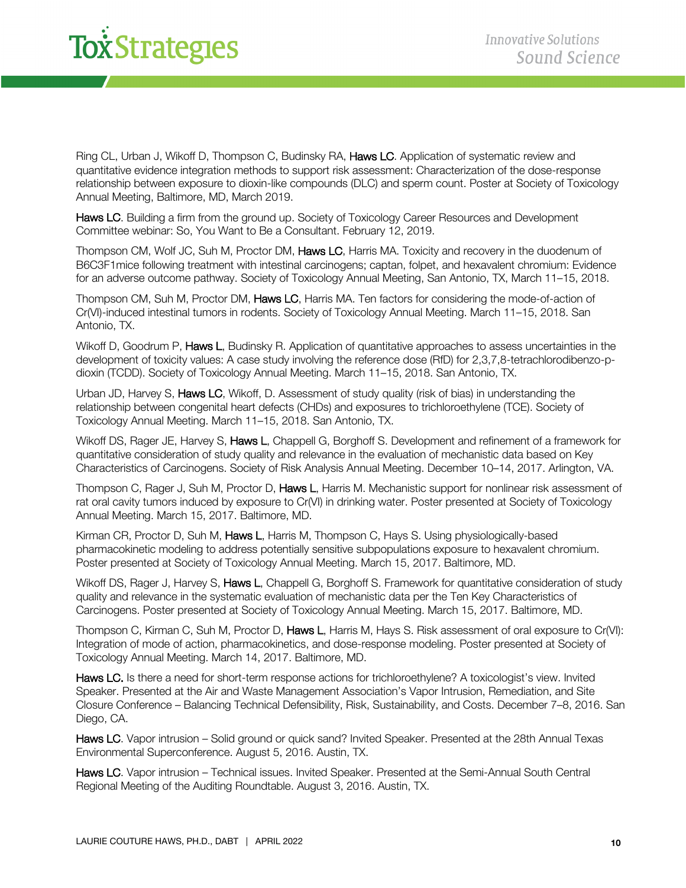Ring CL, Urban J, Wikoff D, Thompson C, Budinsky RA, Haws LC. Application of systematic review and quantitative evidence integration methods to support risk assessment: Characterization of the dose-response relationship between exposure to dioxin-like compounds (DLC) and sperm count. Poster at Society of Toxicology Annual Meeting, Baltimore, MD, March 2019.

Haws LC. Building a firm from the ground up. Society of Toxicology Career Resources and Development Committee webinar: So, You Want to Be a Consultant. February 12, 2019.

Thompson CM, Wolf JC, Suh M, Proctor DM, Haws LC, Harris MA. Toxicity and recovery in the duodenum of B6C3F1mice following treatment with intestinal carcinogens; captan, folpet, and hexavalent chromium: Evidence for an adverse outcome pathway. Society of Toxicology Annual Meeting, San Antonio, TX, March 11–15, 2018.

Thompson CM, Suh M, Proctor DM, Haws LC, Harris MA. Ten factors for considering the mode-of-action of Cr(VI)-induced intestinal tumors in rodents. Society of Toxicology Annual Meeting. March 11–15, 2018. San Antonio, TX.

Wikoff D, Goodrum P, Haws L, Budinsky R. Application of quantitative approaches to assess uncertainties in the development of toxicity values: A case study involving the reference dose (RfD) for 2,3,7,8-tetrachlorodibenzo-p-dioxin (TCDD). Society of Toxicology Annual Meeting. March 11–15, 2018. San Antonio, TX.

Urban JD, Harvey S, Haws LC, Wikoff, D. Assessment of study quality (risk of bias) in understanding the relationship between congenital heart defects (CHDs) and exposures to trichloroethylene (TCE). Society of Toxicology Annual Meeting. March 11–15, 2018. San Antonio, TX.

Wikoff DS, Rager JE, Harvey S, Haws L, Chappell G, Borghoff S. Development and refinement of a framework for quantitative consideration of study quality and relevance in the evaluation of mechanistic data based on Key Characteristics of Carcinogens. Society of Risk Analysis Annual Meeting. December 10–14, 2017. Arlington, VA.

Thompson C, Rager J, Suh M, Proctor D, Haws L, Harris M. Mechanistic support for nonlinear risk assessment of rat oral cavity tumors induced by exposure to Cr(VI) in drinking water. Poster presented at Society of Toxicology Annual Meeting. March 15, 2017. Baltimore, MD.

Kirman CR, Proctor D, Suh M, Haws L, Harris M, Thompson C, Hays S. Using physiologically-based pharmacokinetic modeling to address potentially sensitive subpopulations exposure to hexavalent chromium. Poster presented at Society of Toxicology Annual Meeting. March 15, 2017. Baltimore, MD.

Wikoff DS, Rager J, Harvey S, Haws L, Chappell G, Borghoff S. Framework for quantitative consideration of study quality and relevance in the systematic evaluation of mechanistic data per the Ten Key Characteristics of Carcinogens. Poster presented at Society of Toxicology Annual Meeting. March 15, 2017. Baltimore, MD.

Thompson C, Kirman C, Suh M, Proctor D, Haws L, Harris M, Hays S. Risk assessment of oral exposure to Cr(VI): Integration of mode of action, pharmacokinetics, and dose-response modeling. Poster presented at Society of Toxicology Annual Meeting. March 14, 2017. Baltimore, MD.

Haws LC. Is there a need for short-term response actions for trichloroethylene? A toxicologist's view. Invited Speaker. Presented at the Air and Waste Management Association's Vapor Intrusion, Remediation, and Site Closure Conference – Balancing Technical Defensibility, Risk, Sustainability, and Costs. December 7–8, 2016. San Diego, CA.

Haws LC. Vapor intrusion – Solid ground or quick sand? Invited Speaker. Presented at the 28th Annual Texas Environmental Superconference. August 5, 2016. Austin, TX.

Haws LC. Vapor intrusion – Technical issues. Invited Speaker. Presented at the Semi-Annual South Central Regional Meeting of the Auditing Roundtable. August 3, 2016. Austin, TX.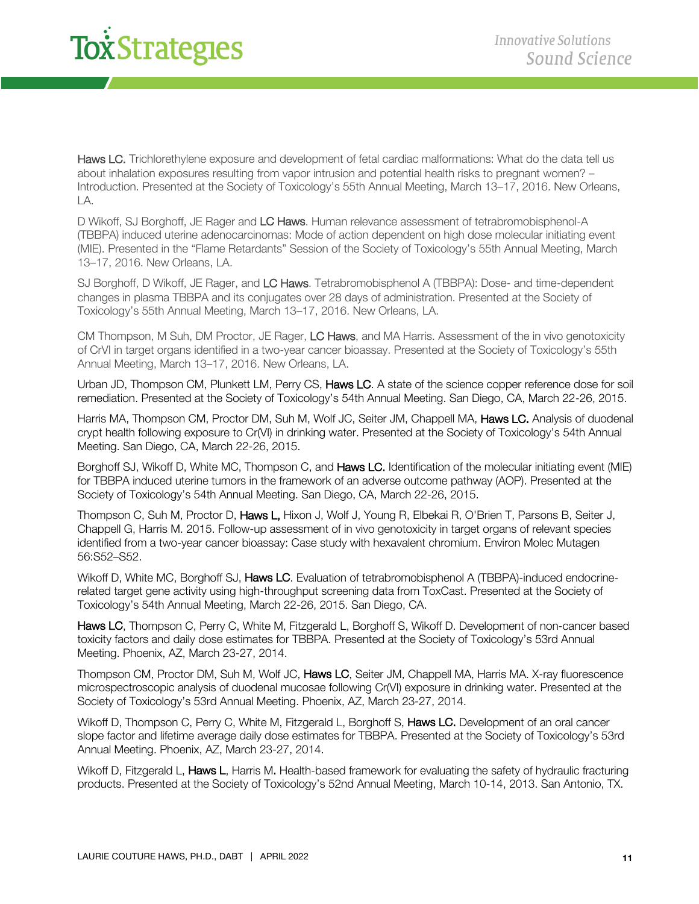**Haws LC.** Trichlorethylene exposure and development of fetal cardiac malformations: What do the data tell us about inhalation exposures resulting from vapor intrusion and potential health risks to pregnant women? – Introduction. Presented at the Society of Toxicology's 55th Annual Meeting, March 13–17, 2016. New Orleans, LA.

D Wikoff, SJ Borghoff, JE Rager and **LC Haws**. Human relevance assessment of tetrabromobisphenol-A (TBBPA) induced uterine adenocarcinomas: Mode of action dependent on high dose molecular initiating event (MIE). Presented in the "Flame Retardants" Session of the Society of Toxicology's 55th Annual Meeting, March 13–17, 2016. New Orleans, LA.

SJ Borghoff, D Wikoff, JE Rager, and **LC Haws**. Tetrabromobisphenol A (TBBPA): Dose- and time-dependent changes in plasma TBBPA and its conjugates over 28 days of administration. Presented at the Society of Toxicology's 55th Annual Meeting, March 13–17, 2016. New Orleans, LA.

CM Thompson, M Suh, DM Proctor, JE Rager, **LC Haws**, and MA Harris. Assessment of the in vivo genotoxicity of CrVI in target organs identified in a two-year cancer bioassay. Presented at the Society of Toxicology's 55th Annual Meeting, March 13–17, 2016. New Orleans, LA.

Urban JD, Thompson CM, Plunkett LM, Perry CS, **Haws LC**. A state of the science copper reference dose for soil remediation. Presented at the Society of Toxicology's 54th Annual Meeting. San Diego, CA, March 22-26, 2015.

Harris MA, Thompson CM, Proctor DM, Suh M, Wolf JC, Seiter JM, Chappell MA, **Haws LC.** Analysis of duodenal crypt health following exposure to Cr(VI) in drinking water. Presented at the Society of Toxicology's 54th Annual Meeting. San Diego, CA, March 22-26, 2015.

Borghoff SJ, Wikoff D, White MC, Thompson C, and **Haws LC.** Identification of the molecular initiating event (MIE) for TBBPA induced uterine tumors in the framework of an adverse outcome pathway (AOP). Presented at the Society of Toxicology's 54th Annual Meeting. San Diego, CA, March 22-26, 2015.

Thompson C, Suh M, Proctor D, **Haws L,** Hixon J, Wolf J, Young R, Elbekai R, O'Brien T, Parsons B, Seiter J, Chappell G, Harris M. 2015. Follow-up assessment of in vivo genotoxicity in target organs of relevant species identified from a two-year cancer bioassay: Case study with hexavalent chromium. Environ Molec Mutagen 56:S52–S52.

Wikoff D, White MC, Borghoff SJ, **Haws LC**. Evaluation of tetrabromobisphenol A (TBBPA)-induced endocrine-related target gene activity using high-throughput screening data from ToxCast. Presented at the Society of Toxicology's 54th Annual Meeting, March 22-26, 2015. San Diego, CA.

**Haws LC**, Thompson C, Perry C, White M, Fitzgerald L, Borghoff S, Wikoff D. Development of non-cancer based toxicity factors and daily dose estimates for TBBPA. Presented at the Society of Toxicology's 53rd Annual Meeting. Phoenix, AZ, March 23-27, 2014.

Thompson CM, Proctor DM, Suh M, Wolf JC, **Haws LC**, Seiter JM, Chappell MA, Harris MA. X-ray fluorescence microspectroscopic analysis of duodenal mucosae following Cr(VI) exposure in drinking water. Presented at the Society of Toxicology's 53rd Annual Meeting. Phoenix, AZ, March 23-27, 2014.

Wikoff D, Thompson C, Perry C, White M, Fitzgerald L, Borghoff S, **Haws LC.** Development of an oral cancer slope factor and lifetime average daily dose estimates for TBBPA. Presented at the Society of Toxicology's 53rd Annual Meeting. Phoenix, AZ, March 23-27, 2014.

Wikoff D, Fitzgerald L, **Haws L**, Harris M**.** Health-based framework for evaluating the safety of hydraulic fracturing products. Presented at the Society of Toxicology's 52nd Annual Meeting, March 10-14, 2013. San Antonio, TX.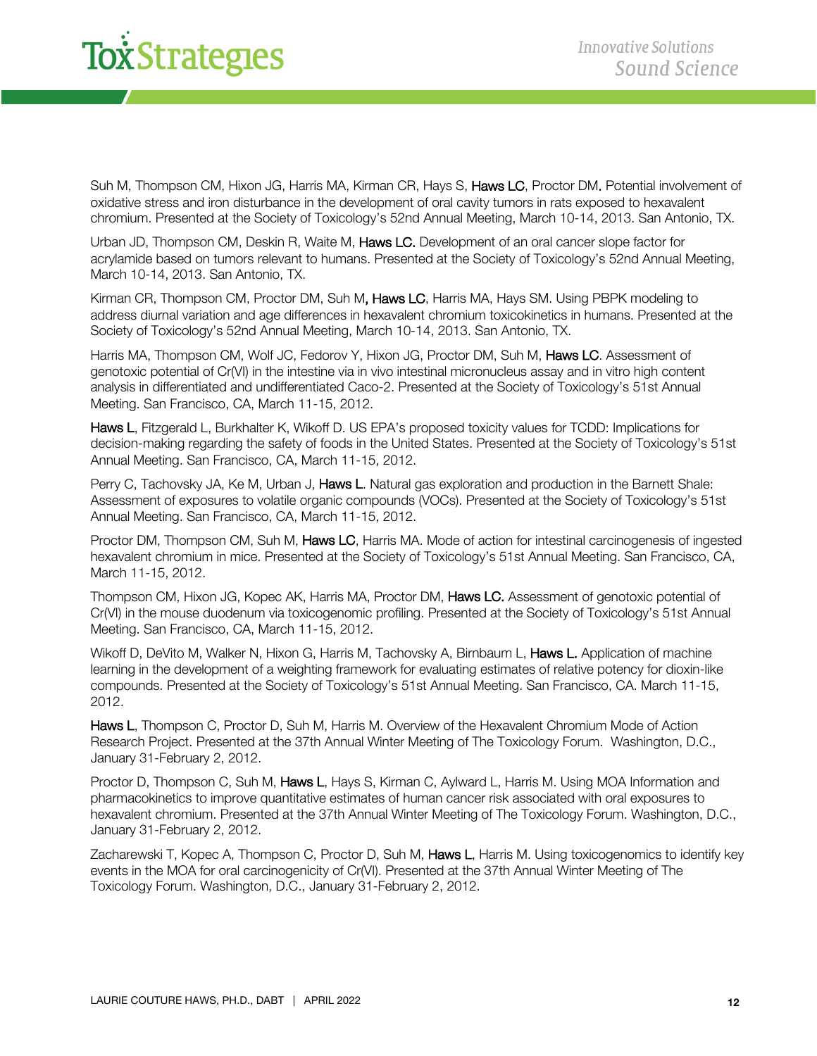Suh M, Thompson CM, Hixon JG, Harris MA, Kirman CR, Hays S, Haws LC, Proctor DM. Potential involvement of oxidative stress and iron disturbance in the development of oral cavity tumors in rats exposed to hexavalent chromium. Presented at the Society of Toxicology's 52nd Annual Meeting, March 10-14, 2013. San Antonio, TX.

Urban JD, Thompson CM, Deskin R, Waite M, Haws LC. Development of an oral cancer slope factor for acrylamide based on tumors relevant to humans. Presented at the Society of Toxicology's 52nd Annual Meeting, March 10-14, 2013. San Antonio, TX.

Kirman CR, Thompson CM, Proctor DM, Suh M, Haws LC, Harris MA, Hays SM. Using PBPK modeling to address diurnal variation and age differences in hexavalent chromium toxicokinetics in humans. Presented at the Society of Toxicology's 52nd Annual Meeting, March 10-14, 2013. San Antonio, TX.

Harris MA, Thompson CM, Wolf JC, Fedorov Y, Hixon JG, Proctor DM, Suh M, Haws LC. Assessment of genotoxic potential of Cr(VI) in the intestine via in vivo intestinal micronucleus assay and in vitro high content analysis in differentiated and undifferentiated Caco-2. Presented at the Society of Toxicology's 51st Annual Meeting. San Francisco, CA, March 11-15, 2012.

Haws L, Fitzgerald L, Burkhalter K, Wikoff D. US EPA's proposed toxicity values for TCDD: Implications for decision-making regarding the safety of foods in the United States. Presented at the Society of Toxicology's 51st Annual Meeting. San Francisco, CA, March 11-15, 2012.

Perry C, Tachovsky JA, Ke M, Urban J, Haws L. Natural gas exploration and production in the Barnett Shale: Assessment of exposures to volatile organic compounds (VOCs). Presented at the Society of Toxicology's 51st Annual Meeting. San Francisco, CA, March 11-15, 2012.

Proctor DM, Thompson CM, Suh M, Haws LC, Harris MA. Mode of action for intestinal carcinogenesis of ingested hexavalent chromium in mice. Presented at the Society of Toxicology's 51st Annual Meeting. San Francisco, CA, March 11-15, 2012.

Thompson CM, Hixon JG, Kopec AK, Harris MA, Proctor DM, Haws LC. Assessment of genotoxic potential of Cr(VI) in the mouse duodenum via toxicogenomic profiling. Presented at the Society of Toxicology's 51st Annual Meeting. San Francisco, CA, March 11-15, 2012.

Wikoff D, DeVito M, Walker N, Hixon G, Harris M, Tachovsky A, Birnbaum L, Haws L. Application of machine learning in the development of a weighting framework for evaluating estimates of relative potency for dioxin-like compounds. Presented at the Society of Toxicology's 51st Annual Meeting. San Francisco, CA. March 11-15, 2012.

Haws L, Thompson C, Proctor D, Suh M, Harris M. Overview of the Hexavalent Chromium Mode of Action Research Project. Presented at the 37th Annual Winter Meeting of The Toxicology Forum. Washington, D.C., January 31-February 2, 2012.

Proctor D, Thompson C, Suh M, Haws L, Hays S, Kirman C, Aylward L, Harris M. Using MOA Information and pharmacokinetics to improve quantitative estimates of human cancer risk associated with oral exposures to hexavalent chromium. Presented at the 37th Annual Winter Meeting of The Toxicology Forum. Washington, D.C., January 31-February 2, 2012.

Zacharewski T, Kopec A, Thompson C, Proctor D, Suh M, Haws L, Harris M. Using toxicogenomics to identify key events in the MOA for oral carcinogenicity of Cr(VI). Presented at the 37th Annual Winter Meeting of The Toxicology Forum. Washington, D.C., January 31-February 2, 2012.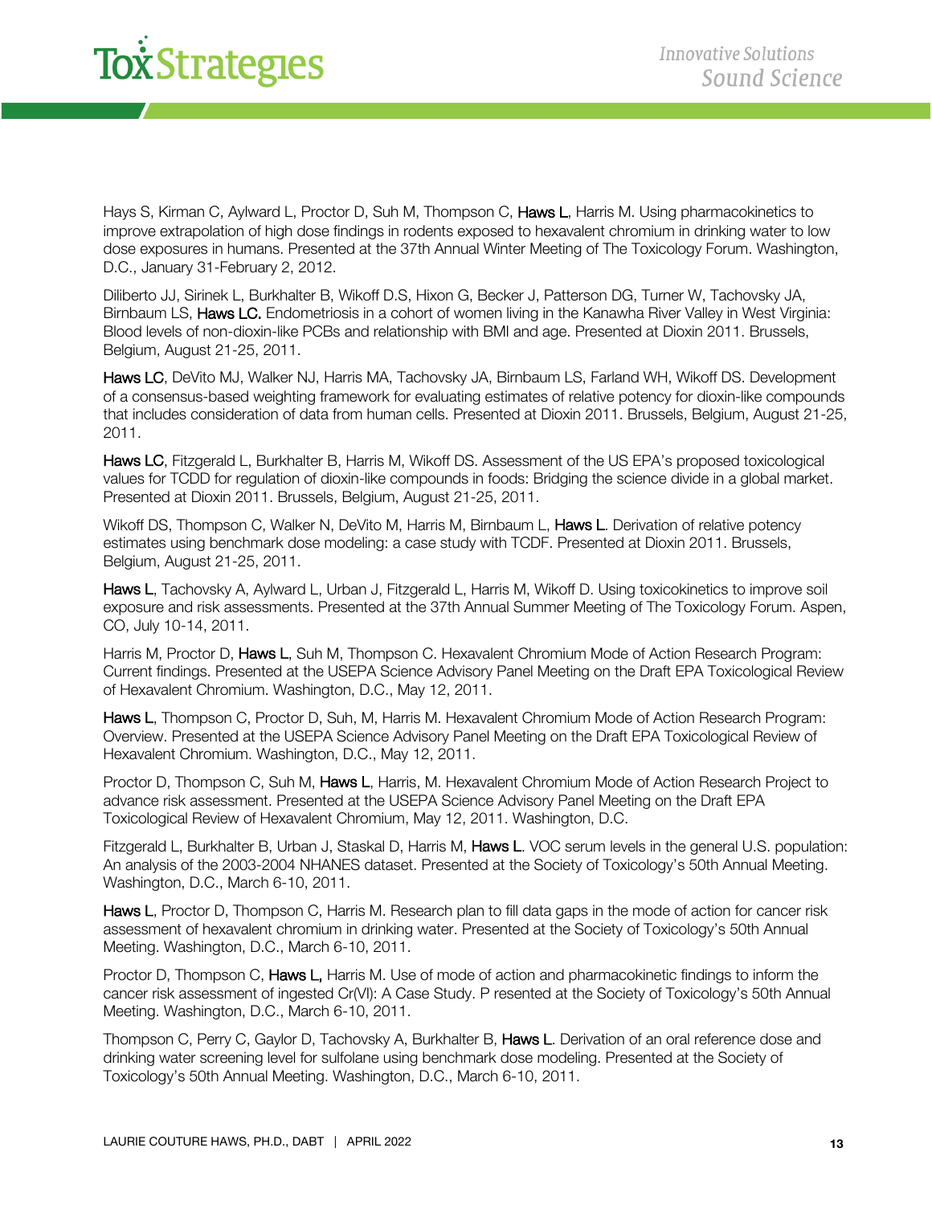Hays S, Kirman C, Aylward L, Proctor D, Suh M, Thompson C, **Haws L**, Harris M. Using pharmacokinetics to improve extrapolation of high dose findings in rodents exposed to hexavalent chromium in drinking water to low dose exposures in humans. Presented at the 37th Annual Winter Meeting of The Toxicology Forum. Washington, D.C., January 31-February 2, 2012.

Diliberto JJ, Sirinek L, Burkhalter B, Wikoff D.S, Hixon G, Becker J, Patterson DG, Turner W, Tachovsky JA, Birnbaum LS, **Haws LC.** Endometriosis in a cohort of women living in the Kanawha River Valley in West Virginia: Blood levels of non-dioxin-like PCBs and relationship with BMI and age. Presented at Dioxin 2011. Brussels, Belgium, August 21-25, 2011.

**Haws LC**, DeVito MJ, Walker NJ, Harris MA, Tachovsky JA, Birnbaum LS, Farland WH, Wikoff DS. Development of a consensus-based weighting framework for evaluating estimates of relative potency for dioxin-like compounds that includes consideration of data from human cells. Presented at Dioxin 2011. Brussels, Belgium, August 21-25, 2011.

**Haws LC**, Fitzgerald L, Burkhalter B, Harris M, Wikoff DS. Assessment of the US EPA's proposed toxicological values for TCDD for regulation of dioxin-like compounds in foods: Bridging the science divide in a global market. Presented at Dioxin 2011. Brussels, Belgium, August 21-25, 2011.

Wikoff DS, Thompson C, Walker N, DeVito M, Harris M, Birnbaum L, **Haws L**. Derivation of relative potency estimates using benchmark dose modeling: a case study with TCDF. Presented at Dioxin 2011. Brussels, Belgium, August 21-25, 2011.

**Haws L**, Tachovsky A, Aylward L, Urban J, Fitzgerald L, Harris M, Wikoff D. Using toxicokinetics to improve soil exposure and risk assessments. Presented at the 37th Annual Summer Meeting of The Toxicology Forum. Aspen, CO, July 10-14, 2011.

Harris M, Proctor D, **Haws L**, Suh M, Thompson C. Hexavalent Chromium Mode of Action Research Program: Current findings. Presented at the USEPA Science Advisory Panel Meeting on the Draft EPA Toxicological Review of Hexavalent Chromium. Washington, D.C., May 12, 2011.

**Haws L**, Thompson C, Proctor D, Suh, M, Harris M. Hexavalent Chromium Mode of Action Research Program: Overview. Presented at the USEPA Science Advisory Panel Meeting on the Draft EPA Toxicological Review of Hexavalent Chromium. Washington, D.C., May 12, 2011.

Proctor D, Thompson C, Suh M, **Haws L**, Harris, M. Hexavalent Chromium Mode of Action Research Project to advance risk assessment. Presented at the USEPA Science Advisory Panel Meeting on the Draft EPA Toxicological Review of Hexavalent Chromium, May 12, 2011. Washington, D.C.

Fitzgerald L, Burkhalter B, Urban J, Staskal D, Harris M, **Haws L**. VOC serum levels in the general U.S. population: An analysis of the 2003-2004 NHANES dataset. Presented at the Society of Toxicology's 50th Annual Meeting. Washington, D.C., March 6-10, 2011.

**Haws L**, Proctor D, Thompson C, Harris M. Research plan to fill data gaps in the mode of action for cancer risk assessment of hexavalent chromium in drinking water. Presented at the Society of Toxicology's 50th Annual Meeting. Washington, D.C., March 6-10, 2011.

Proctor D, Thompson C, **Haws L,** Harris M. Use of mode of action and pharmacokinetic findings to inform the cancer risk assessment of ingested Cr(VI): A Case Study. P resented at the Society of Toxicology's 50th Annual Meeting. Washington, D.C., March 6-10, 2011.

Thompson C, Perry C, Gaylor D, Tachovsky A, Burkhalter B, **Haws L**. Derivation of an oral reference dose and drinking water screening level for sulfolane using benchmark dose modeling. Presented at the Society of Toxicology's 50th Annual Meeting. Washington, D.C., March 6-10, 2011.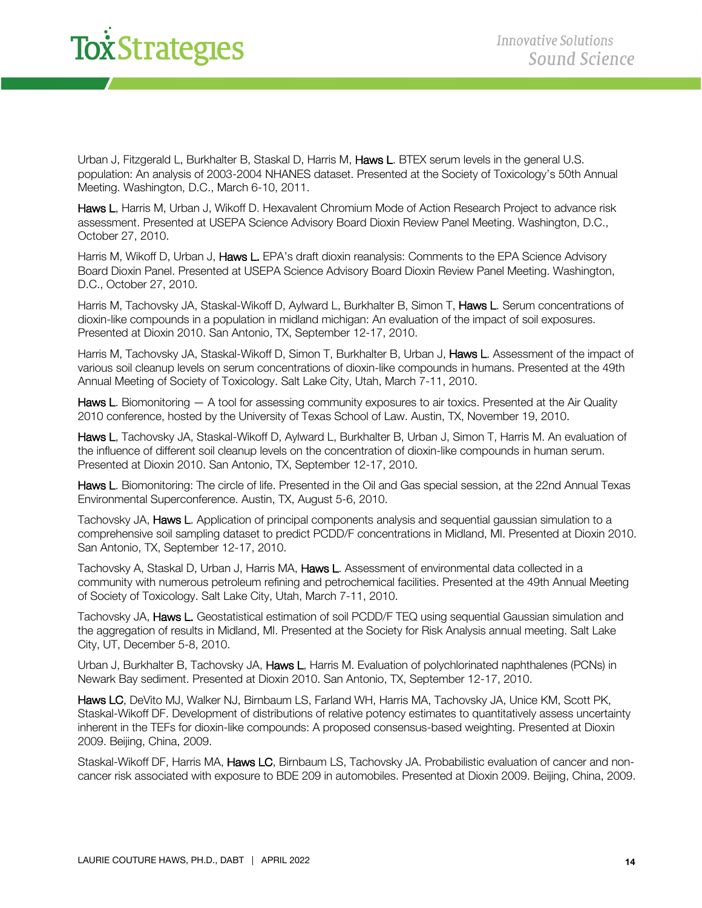Urban J, Fitzgerald L, Burkhalter B, Staskal D, Harris M, **Haws L**. BTEX serum levels in the general U.S. population: An analysis of 2003-2004 NHANES dataset. Presented at the Society of Toxicology's 50th Annual Meeting. Washington, D.C., March 6-10, 2011.

**Haws L**, Harris M, Urban J, Wikoff D. Hexavalent Chromium Mode of Action Research Project to advance risk assessment. Presented at USEPA Science Advisory Board Dioxin Review Panel Meeting. Washington, D.C., October 27, 2010.

Harris M, Wikoff D, Urban J, **Haws L.** EPA's draft dioxin reanalysis: Comments to the EPA Science Advisory Board Dioxin Panel. Presented at USEPA Science Advisory Board Dioxin Review Panel Meeting. Washington, D.C., October 27, 2010.

Harris M, Tachovsky JA, Staskal-Wikoff D, Aylward L, Burkhalter B, Simon T, **Haws L**. Serum concentrations of dioxin-like compounds in a population in midland michigan: An evaluation of the impact of soil exposures. Presented at Dioxin 2010. San Antonio, TX, September 12-17, 2010.

Harris M, Tachovsky JA, Staskal-Wikoff D, Simon T, Burkhalter B, Urban J, **Haws L**. Assessment of the impact of various soil cleanup levels on serum concentrations of dioxin-like compounds in humans. Presented at the 49th Annual Meeting of Society of Toxicology. Salt Lake City, Utah, March 7-11, 2010.

**Haws L**. Biomonitoring — A tool for assessing community exposures to air toxics. Presented at the Air Quality 2010 conference, hosted by the University of Texas School of Law. Austin, TX, November 19, 2010.

**Haws L**, Tachovsky JA, Staskal-Wikoff D, Aylward L, Burkhalter B, Urban J, Simon T, Harris M. An evaluation of the influence of different soil cleanup levels on the concentration of dioxin-like compounds in human serum. Presented at Dioxin 2010. San Antonio, TX, September 12-17, 2010.

**Haws L**. Biomonitoring: The circle of life. Presented in the Oil and Gas special session, at the 22nd Annual Texas Environmental Superconference. Austin, TX, August 5-6, 2010.

Tachovsky JA, **Haws L**. Application of principal components analysis and sequential gaussian simulation to a comprehensive soil sampling dataset to predict PCDD/F concentrations in Midland, MI. Presented at Dioxin 2010. San Antonio, TX, September 12-17, 2010.

Tachovsky A, Staskal D, Urban J, Harris MA, **Haws L**. Assessment of environmental data collected in a community with numerous petroleum refining and petrochemical facilities. Presented at the 49th Annual Meeting of Society of Toxicology. Salt Lake City, Utah, March 7-11, 2010.

Tachovsky JA, **Haws L.** Geostatistical estimation of soil PCDD/F TEQ using sequential Gaussian simulation and the aggregation of results in Midland, MI. Presented at the Society for Risk Analysis annual meeting. Salt Lake City, UT, December 5-8, 2010.

Urban J, Burkhalter B, Tachovsky JA, **Haws L**, Harris M. Evaluation of polychlorinated naphthalenes (PCNs) in Newark Bay sediment. Presented at Dioxin 2010. San Antonio, TX, September 12-17, 2010.

**Haws LC**, DeVito MJ, Walker NJ, Birnbaum LS, Farland WH, Harris MA, Tachovsky JA, Unice KM, Scott PK, Staskal-Wikoff DF. Development of distributions of relative potency estimates to quantitatively assess uncertainty inherent in the TEFs for dioxin-like compounds: A proposed consensus-based weighting. Presented at Dioxin 2009. Beijing, China, 2009.

Staskal-Wikoff DF, Harris MA, **Haws LC**, Birnbaum LS, Tachovsky JA. Probabilistic evaluation of cancer and non-cancer risk associated with exposure to BDE 209 in automobiles. Presented at Dioxin 2009. Beijing, China, 2009.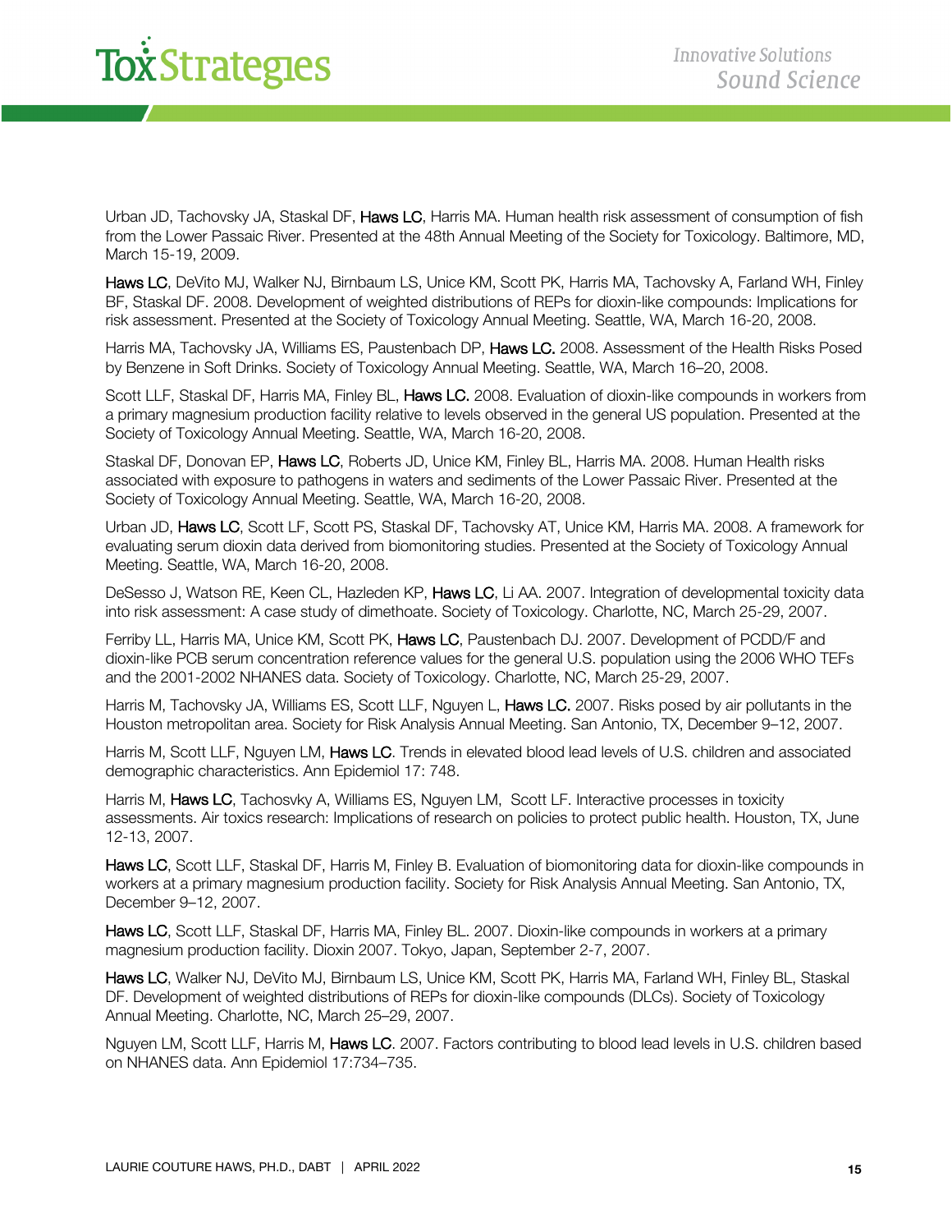Urban JD, Tachovsky JA, Staskal DF, **Haws LC**, Harris MA. Human health risk assessment of consumption of fish from the Lower Passaic River. Presented at the 48th Annual Meeting of the Society for Toxicology. Baltimore, MD, March 15-19, 2009.

**Haws LC**, DeVito MJ, Walker NJ, Birnbaum LS, Unice KM, Scott PK, Harris MA, Tachovsky A, Farland WH, Finley BF, Staskal DF. 2008. Development of weighted distributions of REPs for dioxin-like compounds: Implications for risk assessment. Presented at the Society of Toxicology Annual Meeting. Seattle, WA, March 16-20, 2008.

Harris MA, Tachovsky JA, Williams ES, Paustenbach DP, **Haws LC.** 2008. Assessment of the Health Risks Posed by Benzene in Soft Drinks. Society of Toxicology Annual Meeting. Seattle, WA, March 16–20, 2008.

Scott LLF, Staskal DF, Harris MA, Finley BL, **Haws LC.** 2008. Evaluation of dioxin-like compounds in workers from a primary magnesium production facility relative to levels observed in the general US population. Presented at the Society of Toxicology Annual Meeting. Seattle, WA, March 16-20, 2008.

Staskal DF, Donovan EP, **Haws LC**, Roberts JD, Unice KM, Finley BL, Harris MA. 2008. Human Health risks associated with exposure to pathogens in waters and sediments of the Lower Passaic River. Presented at the Society of Toxicology Annual Meeting. Seattle, WA, March 16-20, 2008.

Urban JD, **Haws LC**, Scott LF, Scott PS, Staskal DF, Tachovsky AT, Unice KM, Harris MA. 2008. A framework for evaluating serum dioxin data derived from biomonitoring studies. Presented at the Society of Toxicology Annual Meeting. Seattle, WA, March 16-20, 2008.

DeSesso J, Watson RE, Keen CL, Hazleden KP, **Haws LC**, Li AA. 2007. Integration of developmental toxicity data into risk assessment: A case study of dimethoate. Society of Toxicology. Charlotte, NC, March 25-29, 2007.

Ferriby LL, Harris MA, Unice KM, Scott PK, **Haws LC**, Paustenbach DJ. 2007. Development of PCDD/F and dioxin-like PCB serum concentration reference values for the general U.S. population using the 2006 WHO TEFs and the 2001-2002 NHANES data. Society of Toxicology. Charlotte, NC, March 25-29, 2007.

Harris M, Tachovsky JA, Williams ES, Scott LLF, Nguyen L, **Haws LC.** 2007. Risks posed by air pollutants in the Houston metropolitan area. Society for Risk Analysis Annual Meeting. San Antonio, TX, December 9–12, 2007.

Harris M, Scott LLF, Nguyen LM, **Haws LC**. Trends in elevated blood lead levels of U.S. children and associated demographic characteristics. Ann Epidemiol 17: 748.

Harris M, **Haws LC**, Tachosvky A, Williams ES, Nguyen LM, Scott LF. Interactive processes in toxicity assessments. Air toxics research: Implications of research on policies to protect public health. Houston, TX, June 12-13, 2007.

**Haws LC**, Scott LLF, Staskal DF, Harris M, Finley B. Evaluation of biomonitoring data for dioxin-like compounds in workers at a primary magnesium production facility. Society for Risk Analysis Annual Meeting. San Antonio, TX, December 9–12, 2007.

**Haws LC**, Scott LLF, Staskal DF, Harris MA, Finley BL. 2007. Dioxin-like compounds in workers at a primary magnesium production facility. Dioxin 2007. Tokyo, Japan, September 2-7, 2007.

**Haws LC**, Walker NJ, DeVito MJ, Birnbaum LS, Unice KM, Scott PK, Harris MA, Farland WH, Finley BL, Staskal DF. Development of weighted distributions of REPs for dioxin-like compounds (DLCs). Society of Toxicology Annual Meeting. Charlotte, NC, March 25–29, 2007.

Nguyen LM, Scott LLF, Harris M, **Haws LC**. 2007. Factors contributing to blood lead levels in U.S. children based on NHANES data. Ann Epidemiol 17:734–735.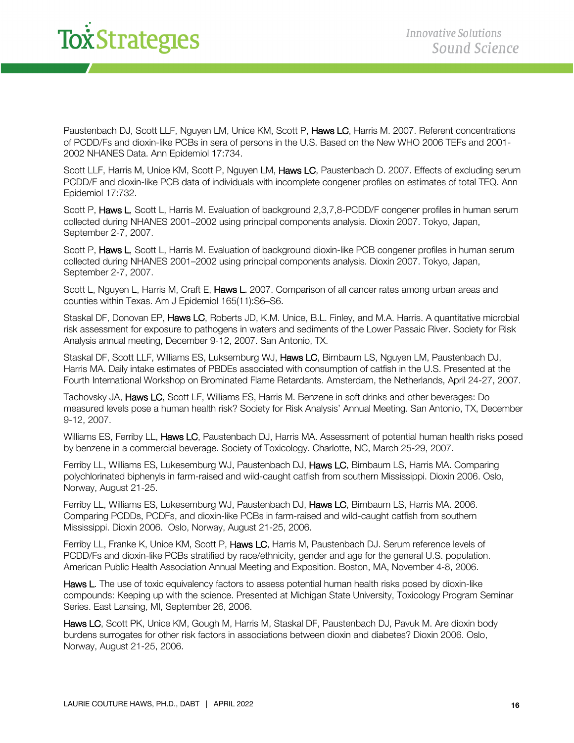Paustenbach DJ, Scott LLF, Nguyen LM, Unice KM, Scott P, Haws LC, Harris M. 2007. Referent concentrations of PCDD/Fs and dioxin-like PCBs in sera of persons in the U.S. Based on the New WHO 2006 TEFs and 2001-2002 NHANES Data. Ann Epidemiol 17:734.

Scott LLF, Harris M, Unice KM, Scott P, Nguyen LM, Haws LC, Paustenbach D. 2007. Effects of excluding serum PCDD/F and dioxin-like PCB data of individuals with incomplete congener profiles on estimates of total TEQ. Ann Epidemiol 17:732.

Scott P, Haws L, Scott L, Harris M. Evaluation of background 2,3,7,8-PCDD/F congener profiles in human serum collected during NHANES 2001–2002 using principal components analysis. Dioxin 2007. Tokyo, Japan, September 2-7, 2007.

Scott P, Haws L, Scott L, Harris M. Evaluation of background dioxin-like PCB congener profiles in human serum collected during NHANES 2001–2002 using principal components analysis. Dioxin 2007. Tokyo, Japan, September 2-7, 2007.

Scott L, Nguyen L, Harris M, Craft E, Haws L. 2007. Comparison of all cancer rates among urban areas and counties within Texas. Am J Epidemiol 165(11):S6–S6.

Staskal DF, Donovan EP, Haws LC, Roberts JD, K.M. Unice, B.L. Finley, and M.A. Harris. A quantitative microbial risk assessment for exposure to pathogens in waters and sediments of the Lower Passaic River. Society for Risk Analysis annual meeting, December 9-12, 2007. San Antonio, TX.

Staskal DF, Scott LLF, Williams ES, Luksemburg WJ, Haws LC, Birnbaum LS, Nguyen LM, Paustenbach DJ, Harris MA. Daily intake estimates of PBDEs associated with consumption of catfish in the U.S. Presented at the Fourth International Workshop on Brominated Flame Retardants. Amsterdam, the Netherlands, April 24-27, 2007.

Tachovsky JA, Haws LC, Scott LF, Williams ES, Harris M. Benzene in soft drinks and other beverages: Do measured levels pose a human health risk? Society for Risk Analysis' Annual Meeting. San Antonio, TX, December 9-12, 2007.

Williams ES, Ferriby LL, Haws LC, Paustenbach DJ, Harris MA. Assessment of potential human health risks posed by benzene in a commercial beverage. Society of Toxicology. Charlotte, NC, March 25-29, 2007.

Ferriby LL, Williams ES, Lukesemburg WJ, Paustenbach DJ, Haws LC, Birnbaum LS, Harris MA. Comparing polychlorinated biphenyls in farm-raised and wild-caught catfish from southern Mississippi. Dioxin 2006. Oslo, Norway, August 21-25.

Ferriby LL, Williams ES, Lukesemburg WJ, Paustenbach DJ, Haws LC, Birnbaum LS, Harris MA. 2006. Comparing PCDDs, PCDFs, and dioxin-like PCBs in farm-raised and wild-caught catfish from southern Mississippi. Dioxin 2006. Oslo, Norway, August 21-25, 2006.

Ferriby LL, Franke K, Unice KM, Scott P, Haws LC, Harris M, Paustenbach DJ. Serum reference levels of PCDD/Fs and dioxin-like PCBs stratified by race/ethnicity, gender and age for the general U.S. population. American Public Health Association Annual Meeting and Exposition. Boston, MA, November 4-8, 2006.

Haws L. The use of toxic equivalency factors to assess potential human health risks posed by dioxin-like compounds: Keeping up with the science. Presented at Michigan State University, Toxicology Program Seminar Series. East Lansing, MI, September 26, 2006.

Haws LC, Scott PK, Unice KM, Gough M, Harris M, Staskal DF, Paustenbach DJ, Pavuk M. Are dioxin body burdens surrogates for other risk factors in associations between dioxin and diabetes? Dioxin 2006. Oslo, Norway, August 21-25, 2006.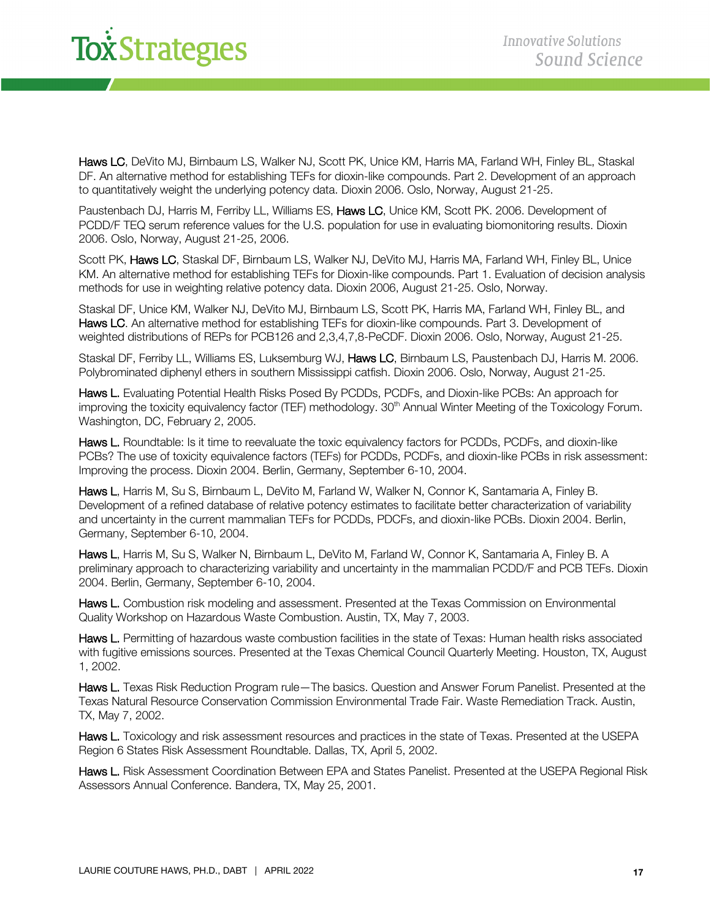**Haws LC**, DeVito MJ, Birnbaum LS, Walker NJ, Scott PK, Unice KM, Harris MA, Farland WH, Finley BL, Staskal DF. An alternative method for establishing TEFs for dioxin-like compounds. Part 2. Development of an approach to quantitatively weight the underlying potency data. Dioxin 2006. Oslo, Norway, August 21-25.

Paustenbach DJ, Harris M, Ferriby LL, Williams ES, **Haws LC**, Unice KM, Scott PK. 2006. Development of PCDD/F TEQ serum reference values for the U.S. population for use in evaluating biomonitoring results. Dioxin 2006. Oslo, Norway, August 21-25, 2006.

Scott PK, **Haws LC**, Staskal DF, Birnbaum LS, Walker NJ, DeVito MJ, Harris MA, Farland WH, Finley BL, Unice KM. An alternative method for establishing TEFs for Dioxin-like compounds. Part 1. Evaluation of decision analysis methods for use in weighting relative potency data. Dioxin 2006, August 21-25. Oslo, Norway.

Staskal DF, Unice KM, Walker NJ, DeVito MJ, Birnbaum LS, Scott PK, Harris MA, Farland WH, Finley BL, and **Haws LC**. An alternative method for establishing TEFs for dioxin-like compounds. Part 3. Development of weighted distributions of REPs for PCB126 and 2,3,4,7,8-PeCDF. Dioxin 2006. Oslo, Norway, August 21-25.

Staskal DF, Ferriby LL, Williams ES, Luksemburg WJ, **Haws LC**, Birnbaum LS, Paustenbach DJ, Harris M. 2006. Polybrominated diphenyl ethers in southern Mississippi catfish. Dioxin 2006. Oslo, Norway, August 21-25.

**Haws L.** Evaluating Potential Health Risks Posed By PCDDs, PCDFs, and Dioxin-like PCBs: An approach for improving the toxicity equivalency factor (TEF) methodology. 30th Annual Winter Meeting of the Toxicology Forum. Washington, DC, February 2, 2005.

**Haws L.** Roundtable: Is it time to reevaluate the toxic equivalency factors for PCDDs, PCDFs, and dioxin-like PCBs? The use of toxicity equivalence factors (TEFs) for PCDDs, PCDFs, and dioxin-like PCBs in risk assessment: Improving the process. Dioxin 2004. Berlin, Germany, September 6-10, 2004.

**Haws L**, Harris M, Su S, Birnbaum L, DeVito M, Farland W, Walker N, Connor K, Santamaria A, Finley B. Development of a refined database of relative potency estimates to facilitate better characterization of variability and uncertainty in the current mammalian TEFs for PCDDs, PDCFs, and dioxin-like PCBs. Dioxin 2004. Berlin, Germany, September 6-10, 2004.

**Haws L**, Harris M, Su S, Walker N, Birnbaum L, DeVito M, Farland W, Connor K, Santamaria A, Finley B. A preliminary approach to characterizing variability and uncertainty in the mammalian PCDD/F and PCB TEFs. Dioxin 2004. Berlin, Germany, September 6-10, 2004.

**Haws L.** Combustion risk modeling and assessment. Presented at the Texas Commission on Environmental Quality Workshop on Hazardous Waste Combustion. Austin, TX, May 7, 2003.

**Haws L.** Permitting of hazardous waste combustion facilities in the state of Texas: Human health risks associated with fugitive emissions sources. Presented at the Texas Chemical Council Quarterly Meeting. Houston, TX, August 1, 2002.

**Haws L.** Texas Risk Reduction Program rule—The basics. Question and Answer Forum Panelist. Presented at the Texas Natural Resource Conservation Commission Environmental Trade Fair. Waste Remediation Track. Austin, TX, May 7, 2002.

**Haws L.** Toxicology and risk assessment resources and practices in the state of Texas. Presented at the USEPA Region 6 States Risk Assessment Roundtable. Dallas, TX, April 5, 2002.

**Haws L.** Risk Assessment Coordination Between EPA and States Panelist. Presented at the USEPA Regional Risk Assessors Annual Conference. Bandera, TX, May 25, 2001.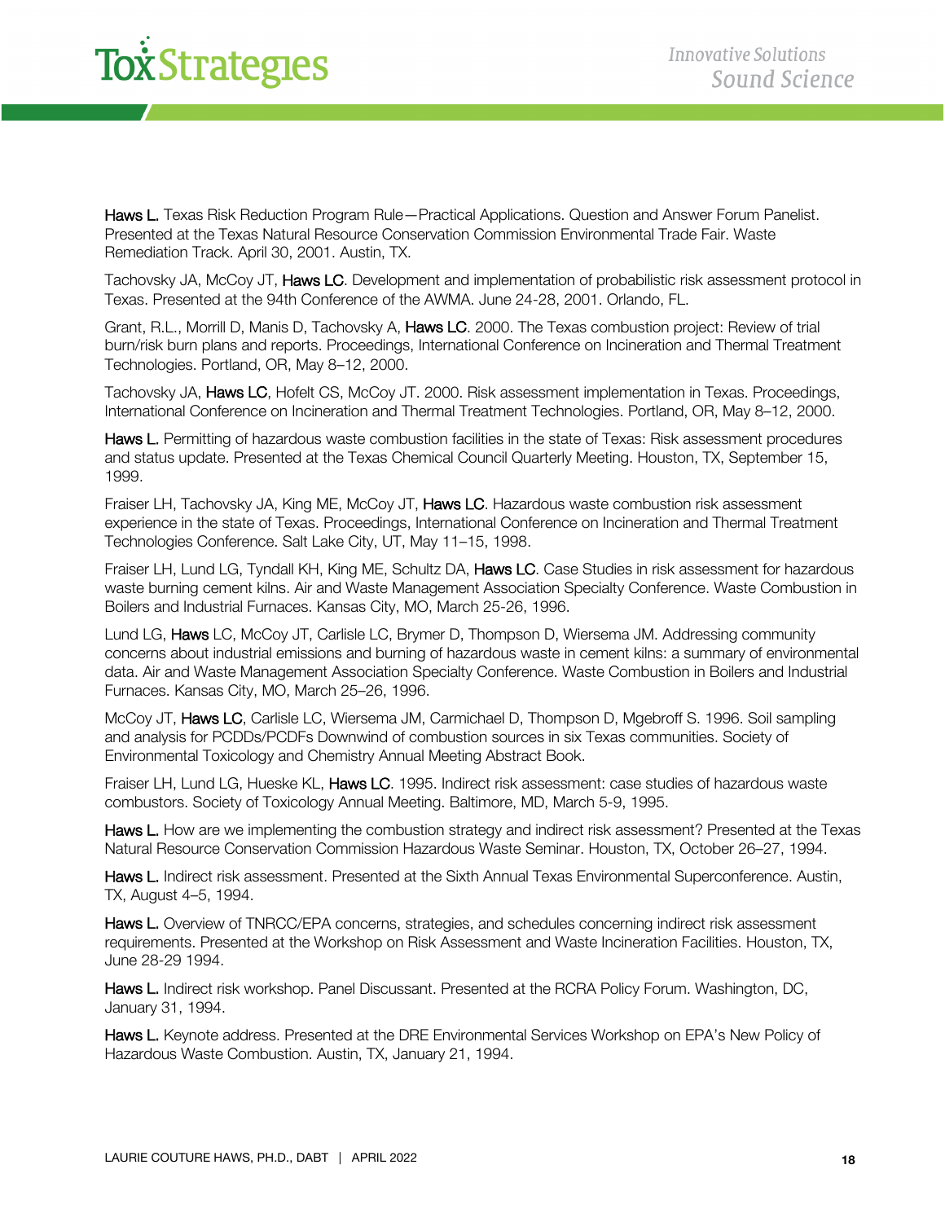**Haws L.** Texas Risk Reduction Program Rule—Practical Applications. Question and Answer Forum Panelist. Presented at the Texas Natural Resource Conservation Commission Environmental Trade Fair. Waste Remediation Track. April 30, 2001. Austin, TX.

Tachovsky JA, McCoy JT, **Haws LC**. Development and implementation of probabilistic risk assessment protocol in Texas. Presented at the 94th Conference of the AWMA. June 24-28, 2001. Orlando, FL.

Grant, R.L., Morrill D, Manis D, Tachovsky A, **Haws LC**. 2000. The Texas combustion project: Review of trial burn/risk burn plans and reports. Proceedings, International Conference on Incineration and Thermal Treatment Technologies. Portland, OR, May 8–12, 2000.

Tachovsky JA, **Haws LC**, Hofelt CS, McCoy JT. 2000. Risk assessment implementation in Texas. Proceedings, International Conference on Incineration and Thermal Treatment Technologies. Portland, OR, May 8–12, 2000.

**Haws L.** Permitting of hazardous waste combustion facilities in the state of Texas: Risk assessment procedures and status update. Presented at the Texas Chemical Council Quarterly Meeting. Houston, TX, September 15, 1999.

Fraiser LH, Tachovsky JA, King ME, McCoy JT, **Haws LC**. Hazardous waste combustion risk assessment experience in the state of Texas. Proceedings, International Conference on Incineration and Thermal Treatment Technologies Conference. Salt Lake City, UT, May 11–15, 1998.

Fraiser LH, Lund LG, Tyndall KH, King ME, Schultz DA, **Haws LC**. Case Studies in risk assessment for hazardous waste burning cement kilns. Air and Waste Management Association Specialty Conference. Waste Combustion in Boilers and Industrial Furnaces. Kansas City, MO, March 25-26, 1996.

Lund LG, **Haws** LC, McCoy JT, Carlisle LC, Brymer D, Thompson D, Wiersema JM. Addressing community concerns about industrial emissions and burning of hazardous waste in cement kilns: a summary of environmental data. Air and Waste Management Association Specialty Conference. Waste Combustion in Boilers and Industrial Furnaces. Kansas City, MO, March 25–26, 1996.

McCoy JT, **Haws LC**, Carlisle LC, Wiersema JM, Carmichael D, Thompson D, Mgebroff S. 1996. Soil sampling and analysis for PCDDs/PCDFs Downwind of combustion sources in six Texas communities. Society of Environmental Toxicology and Chemistry Annual Meeting Abstract Book.

Fraiser LH, Lund LG, Hueske KL, **Haws LC**. 1995. Indirect risk assessment: case studies of hazardous waste combustors. Society of Toxicology Annual Meeting. Baltimore, MD, March 5-9, 1995.

**Haws L.** How are we implementing the combustion strategy and indirect risk assessment? Presented at the Texas Natural Resource Conservation Commission Hazardous Waste Seminar. Houston, TX, October 26–27, 1994.

**Haws L.** Indirect risk assessment. Presented at the Sixth Annual Texas Environmental Superconference. Austin, TX, August 4–5, 1994.

**Haws L.** Overview of TNRCC/EPA concerns, strategies, and schedules concerning indirect risk assessment requirements. Presented at the Workshop on Risk Assessment and Waste Incineration Facilities. Houston, TX, June 28-29 1994.

**Haws L.** Indirect risk workshop. Panel Discussant. Presented at the RCRA Policy Forum. Washington, DC, January 31, 1994.

**Haws L.** Keynote address. Presented at the DRE Environmental Services Workshop on EPA's New Policy of Hazardous Waste Combustion. Austin, TX, January 21, 1994.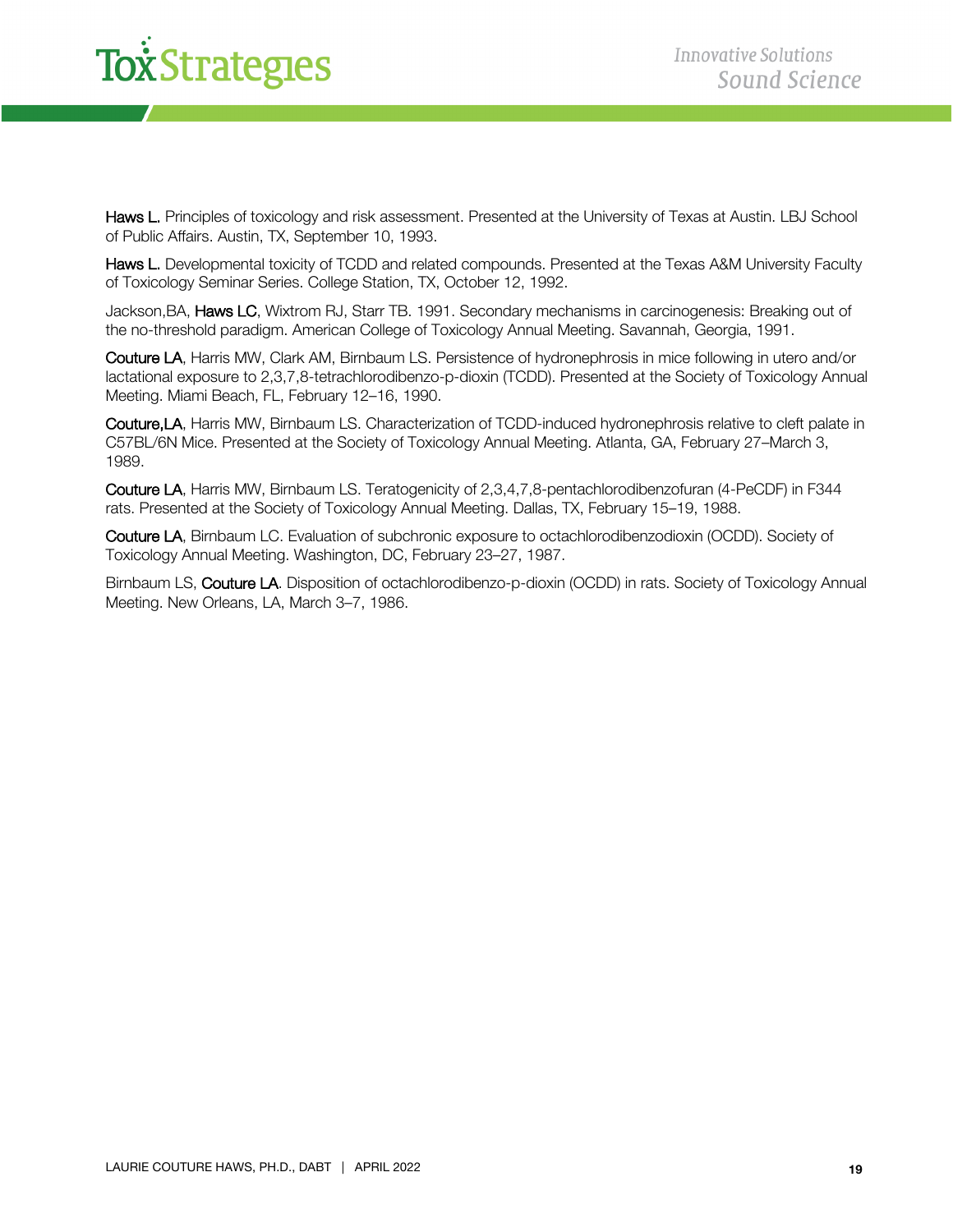**Haws L.** Principles of toxicology and risk assessment. Presented at the University of Texas at Austin. LBJ School of Public Affairs. Austin, TX, September 10, 1993.

**Haws L.** Developmental toxicity of TCDD and related compounds. Presented at the Texas A&M University Faculty of Toxicology Seminar Series. College Station, TX, October 12, 1992.

Jackson,BA, **Haws LC**, Wixtrom RJ, Starr TB. 1991. Secondary mechanisms in carcinogenesis: Breaking out of the no-threshold paradigm. American College of Toxicology Annual Meeting. Savannah, Georgia, 1991.

**Couture LA**, Harris MW, Clark AM, Birnbaum LS. Persistence of hydronephrosis in mice following in utero and/or lactational exposure to 2,3,7,8-tetrachlorodibenzo-p-dioxin (TCDD). Presented at the Society of Toxicology Annual Meeting. Miami Beach, FL, February 12–16, 1990.

**Couture,LA**, Harris MW, Birnbaum LS. Characterization of TCDD-induced hydronephrosis relative to cleft palate in C57BL/6N Mice. Presented at the Society of Toxicology Annual Meeting. Atlanta, GA, February 27–March 3, 1989.

**Couture LA**, Harris MW, Birnbaum LS. Teratogenicity of 2,3,4,7,8-pentachlorodibenzofuran (4-PeCDF) in F344 rats. Presented at the Society of Toxicology Annual Meeting. Dallas, TX, February 15–19, 1988.

**Couture LA**, Birnbaum LC. Evaluation of subchronic exposure to octachlorodibenzodioxin (OCDD). Society of Toxicology Annual Meeting. Washington, DC, February 23–27, 1987.

Birnbaum LS, **Couture LA**. Disposition of octachlorodibenzo-p-dioxin (OCDD) in rats. Society of Toxicology Annual Meeting. New Orleans, LA, March 3–7, 1986.